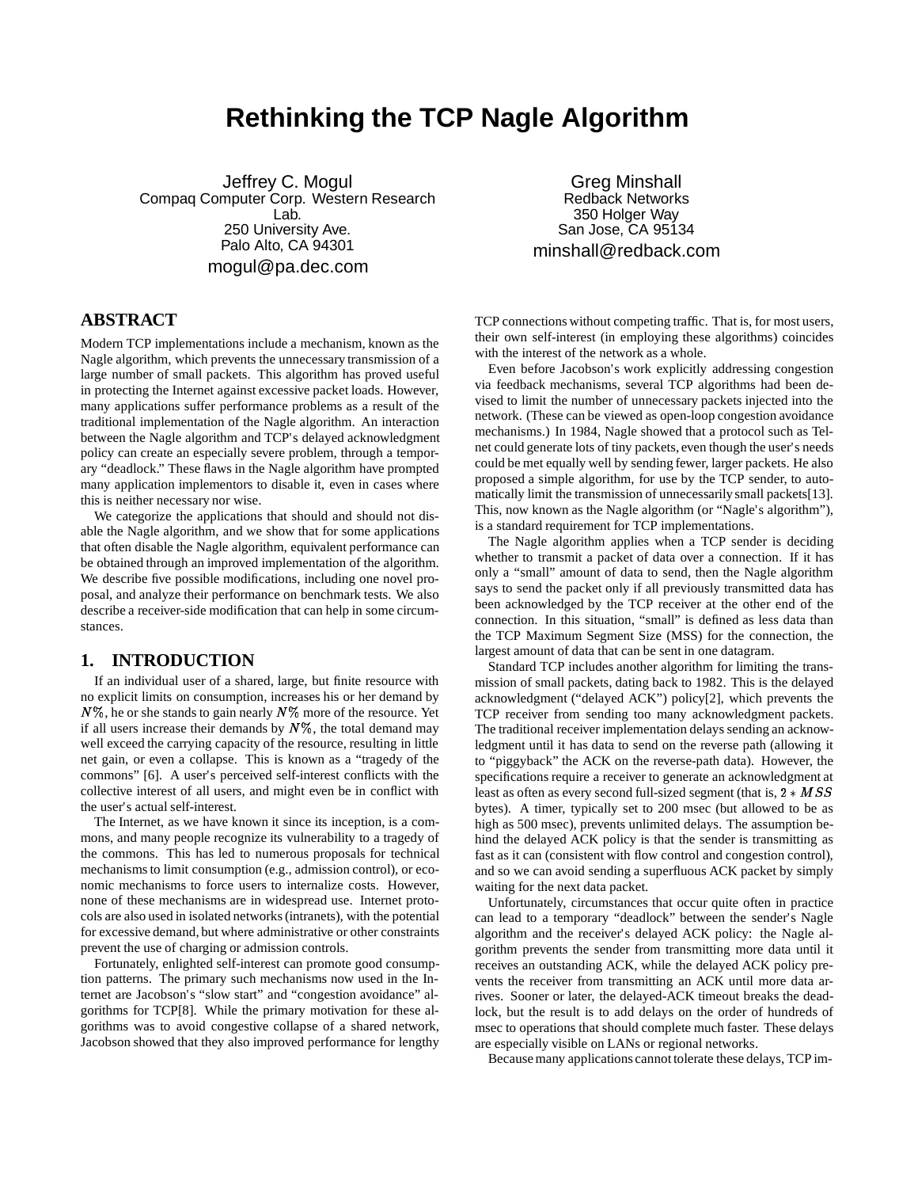# Rethinking the TCP Nagle Algorithm

Jeffrey C. Mogul
Compaq Computer Corp. Western Research Lab.
250 University Ave.
Palo Alto, CA 94301
mogul@pa.dec.com

Greg Minshall
Redback Networks
350 Holger Way
San Jose, CA 95134
minshall@redback.com

## ABSTRACT

Modern TCP implementations include a mechanism, known as the Nagle algorithm, which prevents the unnecessary transmission of a large number of small packets. This algorithm has proved useful in protecting the Internet against excessive packet loads. However, many applications suffer performance problems as a result of the traditional implementation of the Nagle algorithm. An interaction between the Nagle algorithm and TCP's delayed acknowledgment policy can create an especially severe problem, through a temporary "deadlock." These flaws in the Nagle algorithm have prompted many application implementors to disable it, even in cases where this is neither necessary nor wise.

We categorize the applications that should and should not disable the Nagle algorithm, and we show that for some applications that often disable the Nagle algorithm, equivalent performance can be obtained through an improved implementation of the algorithm. We describe five possible modifications, including one novel proposal, and analyze their performance on benchmark tests. We also describe a receiver-side modification that can help in some circumstances.

## 1. INTRODUCTION

If an individual user of a shared, large, but finite resource with no explicit limits on consumption, increases his or her demand by $N\%$, he or she stands to gain nearly $N\%$ more of the resource. Yet if all users increase their demands by $N\%$, the total demand may well exceed the carrying capacity of the resource, resulting in little net gain, or even a collapse. This is known as a "tragedy of the commons" [6]. A user's perceived self-interest conflicts with the collective interest of all users, and might even be in conflict with the user's actual self-interest.

The Internet, as we have known it since its inception, is a commons, and many people recognize its vulnerability to a tragedy of the commons. This has led to numerous proposals for technical mechanisms to limit consumption (e.g., admission control), or economic mechanisms to force users to internalize costs. However, none of these mechanisms are in widespread use. Internet protocols are also used in isolated networks (intranets), with the potential for excessive demand, but where administrative or other constraints prevent the use of charging or admission controls.

Fortunately, enlighted self-interest can promote good consumption patterns. The primary such mechanisms now used in the Internet are Jacobson's "slow start" and "congestion avoidance" algorithms for TCP[8]. While the primary motivation for these algorithms was to avoid congestive collapse of a shared network, Jacobson showed that they also improved performance for lengthy TCP connections without competing traffic. That is, for most users, their own self-interest (in employing these algorithms) coincides with the interest of the network as a whole.

Even before Jacobson's work explicitly addressing congestion via feedback mechanisms, several TCP algorithms had been devised to limit the number of unnecessary packets injected into the network. (These can be viewed as open-loop congestion avoidance mechanisms.) In 1984, Nagle showed that a protocol such as Telnet could generate lots of tiny packets, even though the user's needs could be met equally well by sending fewer, larger packets. He also proposed a simple algorithm, for use by the TCP sender, to automatically limit the transmission of unnecessarily small packets[13]. This, now known as the Nagle algorithm (or "Nagle's algorithm"), is a standard requirement for TCP implementations.

The Nagle algorithm applies when a TCP sender is deciding whether to transmit a packet of data over a connection. If it has only a "small" amount of data to send, then the Nagle algorithm says to send the packet only if all previously transmitted data has been acknowledged by the TCP receiver at the other end of the connection. In this situation, "small" is defined as less data than the TCP Maximum Segment Size (MSS) for the connection, the largest amount of data that can be sent in one datagram.

Standard TCP includes another algorithm for limiting the transmission of small packets, dating back to 1982. This is the delayed acknowledgment ("delayed ACK") policy[2], which prevents the TCP receiver from sending too many acknowledgment packets. The traditional receiver implementation delays sending an acknowledgment until it has data to send on the reverse path (allowing it to "piggyback" the ACK on the reverse-path data). However, the specifications require a receiver to generate an acknowledgment at least as often as every second full-sized segment (that is, $2 * MSS$ bytes). A timer, typically set to 200 msec (but allowed to be as high as 500 msec), prevents unlimited delays. The assumption behind the delayed ACK policy is that the sender is transmitting as fast as it can (consistent with flow control and congestion control), and so we can avoid sending a superfluous ACK packet by simply waiting for the next data packet.

Unfortunately, circumstances that occur quite often in practice can lead to a temporary "deadlock" between the sender's Nagle algorithm and the receiver's delayed ACK policy: the Nagle algorithm prevents the sender from transmitting more data until it receives an outstanding ACK, while the delayed ACK policy prevents the receiver from transmitting an ACK until more data arrives. Sooner or later, the delayed-ACK timeout breaks the deadlock, but the result is to add delays on the order of hundreds of msec to operations that should complete much faster. These delays are especially visible on LANs or regional networks.

Because many applications cannot tolerate these delays, TCP im-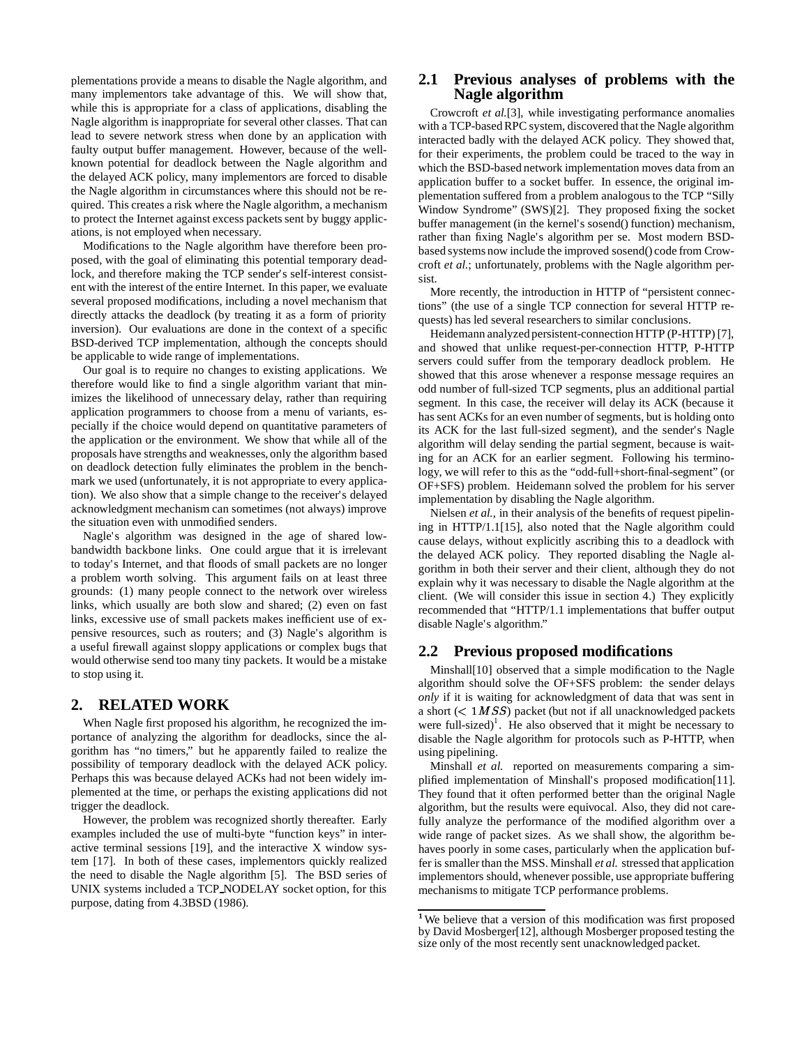plementations provide a means to disable the Nagle algorithm, and many implementors take advantage of this. We will show that, while this is appropriate for a class of applications, disabling the Nagle algorithm is inappropriate for several other classes. That can lead to severe network stress when done by an application with faulty output buffer management. However, because of the well-known potential for deadlock between the Nagle algorithm and the delayed ACK policy, many implementors are forced to disable the Nagle algorithm in circumstances where this should not be required. This creates a risk where the Nagle algorithm, a mechanism to protect the Internet against excess packets sent by buggy applications, is not employed when necessary.

Modifications to the Nagle algorithm have therefore been proposed, with the goal of eliminating this potential temporary deadlock, and therefore making the TCP sender's self-interest consistent with the interest of the entire Internet. In this paper, we evaluate several proposed modifications, including a novel mechanism that directly attacks the deadlock (by treating it as a form of priority inversion). Our evaluations are done in the context of a specific BSD-derived TCP implementation, although the concepts should be applicable to wide range of implementations.

Our goal is to require no changes to existing applications. We therefore would like to find a single algorithm variant that minimizes the likelihood of unnecessary delay, rather than requiring application programmers to choose from a menu of variants, especially if the choice would depend on quantitative parameters of the application or the environment. We show that while all of the proposals have strengths and weaknesses, only the algorithm based on deadlock detection fully eliminates the problem in the benchmark we used (unfortunately, it is not appropriate to every application). We also show that a simple change to the receiver's delayed acknowledgment mechanism can sometimes (not always) improve the situation even with unmodified senders.

Nagle's algorithm was designed in the age of shared low-bandwidth backbone links. One could argue that it is irrelevant to today's Internet, and that floods of small packets are no longer a problem worth solving. This argument fails on at least three grounds: (1) many people connect to the network over wireless links, which usually are both slow and shared; (2) even on fast links, excessive use of small packets makes inefficient use of expensive resources, such as routers; and (3) Nagle's algorithm is a useful firewall against sloppy applications or complex bugs that would otherwise send too many tiny packets. It would be a mistake to stop using it.

## 2. RELATED WORK

When Nagle first proposed his algorithm, he recognized the importance of analyzing the algorithm for deadlocks, since the algorithm has "no timers," but he apparently failed to realize the possibility of temporary deadlock with the delayed ACK policy. Perhaps this was because delayed ACKs had not been widely implemented at the time, or perhaps the existing applications did not trigger the deadlock.

However, the problem was recognized shortly thereafter. Early examples included the use of multi-byte "function keys" in interactive terminal sessions [19], and the interactive X window system [17]. In both of these cases, implementors quickly realized the need to disable the Nagle algorithm [5]. The BSD series of UNIX systems included a TCP_NODELAY socket option, for this purpose, dating from 4.3BSD (1986).

### 2.1 Previous analyses of problems with the Nagle algorithm

Crowcroft *et al.*[3], while investigating performance anomalies with a TCP-based RPC system, discovered that the Nagle algorithm interacted badly with the delayed ACK policy. They showed that, for their experiments, the problem could be traced to the way in which the BSD-based network implementation moves data from an application buffer to a socket buffer. In essence, the original implementation suffered from a problem analogous to the TCP "Silly Window Syndrome" (SWS)[2]. They proposed fixing the socket buffer management (in the kernel's sosend() function) mechanism, rather than fixing Nagle's algorithm per se. Most modern BSD-based systems now include the improved sosend() code from Crowcroft *et al.*; unfortunately, problems with the Nagle algorithm persist.

More recently, the introduction in HTTP of "persistent connections" (the use of a single TCP connection for several HTTP requests) has led several researchers to similar conclusions.

Heidemann analyzed persistent-connection HTTP (P-HTTP) [7], and showed that unlike request-per-connection HTTP, P-HTTP servers could suffer from the temporary deadlock problem. He showed that this arose whenever a response message requires an odd number of full-sized TCP segments, plus an additional partial segment. In this case, the receiver will delay its ACK (because it has sent ACKs for an even number of segments, but is holding onto its ACK for the last full-sized segment), and the sender's Nagle algorithm will delay sending the partial segment, because is waiting for an ACK for an earlier segment. Following his terminology, we will refer to this as the "odd-full+short-final-segment" (or OF+SFS) problem. Heidemann solved the problem for his server implementation by disabling the Nagle algorithm.

Nielsen *et al.*, in their analysis of the benefits of request pipelining in HTTP/1.1[15], also noted that the Nagle algorithm could cause delays, without explicitly ascribing this to a deadlock with the delayed ACK policy. They reported disabling the Nagle algorithm in both their server and their client, although they do not explain why it was necessary to disable the Nagle algorithm at the client. (We will consider this issue in section 4.) They explicitly recommended that "HTTP/1.1 implementations that buffer output disable Nagle's algorithm."

### 2.2 Previous proposed modifications

Minshall[10] observed that a simple modification to the Nagle algorithm should solve the OF+SFS problem: the sender delays *only* if it is waiting for acknowledgment of data that was sent in a short ($< 1MSS$) packet (but not if all unacknowledged packets were full-sized)[1]. He also observed that it might be necessary to disable the Nagle algorithm for protocols such as P-HTTP, when using pipelining.

Minshall *et al.* reported on measurements comparing a simplified implementation of Minshall's proposed modification[11]. They found that it often performed better than the original Nagle algorithm, but the results were equivocal. Also, they did not carefully analyze the performance of the modified algorithm over a wide range of packet sizes. As we shall show, the algorithm behaves poorly in some cases, particularly when the application buffer is smaller than the MSS. Minshall *et al.* stressed that application implementors should, whenever possible, use appropriate buffering mechanisms to mitigate TCP performance problems.

[1] We believe that a version of this modification was first proposed by David Mosberger[12], although Mosberger proposed testing the size only of the most recently sent unacknowledged packet.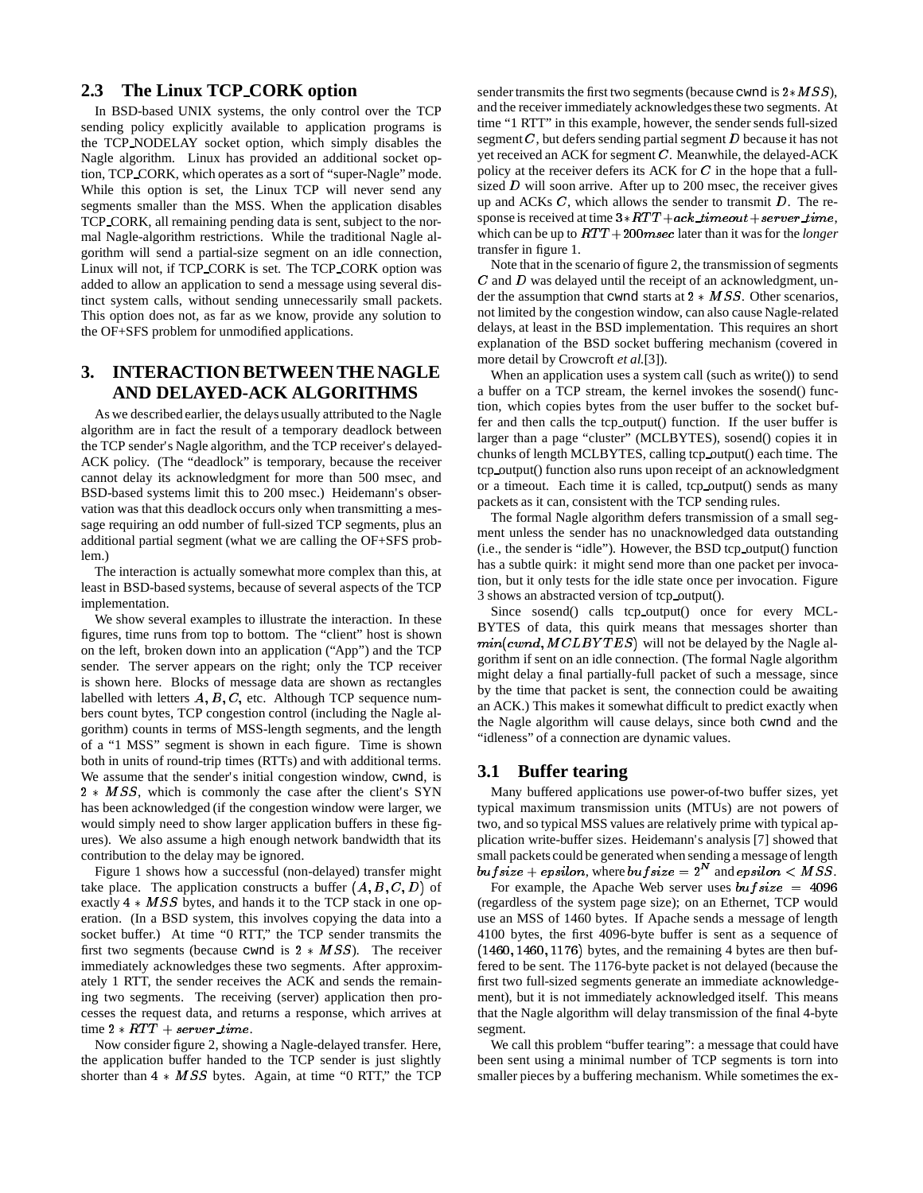## 2.3 The Linux TCP_CORK option

In BSD-based UNIX systems, the only control over the TCP sending policy explicitly available to application programs is the TCP_NODELAY socket option, which simply disables the Nagle algorithm. Linux has provided an additional socket option, TCP_CORK, which operates as a sort of "super-Nagle" mode. While this option is set, the Linux TCP will never send any segments smaller than the MSS. When the application disables TCP_CORK, all remaining pending data is sent, subject to the normal Nagle-algorithm restrictions. While the traditional Nagle algorithm will send a partial-size segment on an idle connection, Linux will not, if TCP_CORK is set. The TCP_CORK option was added to allow an application to send a message using several distinct system calls, without sending unnecessarily small packets. This option does not, as far as we know, provide any solution to the OF+SFS problem for unmodified applications.

# 3. INTERACTION BETWEEN THE NAGLE AND DELAYED-ACK ALGORITHMS

As we described earlier, the delays usually attributed to the Nagle algorithm are in fact the result of a temporary deadlock between the TCP sender's Nagle algorithm, and the TCP receiver's delayed-ACK policy. (The "deadlock" is temporary, because the receiver cannot delay its acknowledgment for more than 500 msec, and BSD-based systems limit this to 200 msec.) Heidemann's observation was that this deadlock occurs only when transmitting a message requiring an odd number of full-sized TCP segments, plus an additional partial segment (what we are calling the OF+SFS problem.)

The interaction is actually somewhat more complex than this, at least in BSD-based systems, because of several aspects of the TCP implementation.

We show several examples to illustrate the interaction. In these figures, time runs from top to bottom. The "client" host is shown on the left, broken down into an application ("App") and the TCP sender. The server appears on the right; only the TCP receiver is shown here. Blocks of message data are shown as rectangles labelled with letters $A, B, C$, etc. Although TCP sequence numbers count bytes, TCP congestion control (including the Nagle algorithm) counts in terms of MSS-length segments, and the length of a "1 MSS" segment is shown in each figure. Time is shown both in units of round-trip times (RTTs) and with additional terms. We assume that the sender's initial congestion window, cwnd, is $2 * MSS$, which is commonly the case after the client's SYN has been acknowledged (if the congestion window were larger, we would simply need to show larger application buffers in these figures). We also assume a high enough network bandwidth that its contribution to the delay may be ignored.

Figure 1 shows how a successful (non-delayed) transfer might take place. The application constructs a buffer $(A, B, C, D)$ of exactly $4 * MSS$ bytes, and hands it to the TCP stack in one operation. (In a BSD system, this involves copying the data into a socket buffer.) At time "0 RTT," the TCP sender transmits the first two segments (because cwnd is $2 * MSS$). The receiver immediately acknowledges these two segments. After approximately 1 RTT, the sender receives the ACK and sends the remaining two segments. The receiving (server) application then processes the request data, and returns a response, which arrives at time $2 * RTT + server\_time$.

Now consider figure 2, showing a Nagle-delayed transfer. Here, the application buffer handed to the TCP sender is just slightly shorter than $4 * MSS$ bytes. Again, at time "0 RTT," the TCP sender transmits the first two segments (because cwnd is $2 * MSS$), and the receiver immediately acknowledges these two segments. At time "1 RTT" in this example, however, the sender sends full-sized segment $C$, but defers sending partial segment $D$ because it has not yet received an ACK for segment $C$. Meanwhile, the delayed-ACK policy at the receiver defers its ACK for $C$ in the hope that a full-sized $D$ will soon arrive. After up to 200 msec, the receiver gives up and ACKs $C$, which allows the sender to transmit $D$. The response is received at time $3 * RTT + ack\_timeout + server\_time$, which can be up to $RTT + 200msec$ later than it was for the *longer* transfer in figure 1.

Note that in the scenario of figure 2, the transmission of segments $C$ and $D$ was delayed until the receipt of an acknowledgment, under the assumption that cwnd starts at $2 * MSS$. Other scenarios, not limited by the congestion window, can also cause Nagle-related delays, at least in the BSD implementation. This requires an short explanation of the BSD socket buffering mechanism (covered in more detail by Crowcroft *et al.*[3]).

When an application uses a system call (such as write()) to send a buffer on a TCP stream, the kernel invokes the sosend() function, which copies bytes from the user buffer to the socket buffer and then calls the tcp_output() function. If the user buffer is larger than a page "cluster" (MCLBYTES), sosend() copies it in chunks of length MCLBYTES, calling tcp_output() each time. The tcp_output() function also runs upon receipt of an acknowledgment or a timeout. Each time it is called, tcp_output() sends as many packets as it can, consistent with the TCP sending rules.

The formal Nagle algorithm defers transmission of a small segment unless the sender has no unacknowledged data outstanding (i.e., the sender is "idle"). However, the BSD tcp_output() function has a subtle quirk: it might send more than one packet per invocation, but it only tests for the idle state once per invocation. Figure 3 shows an abstracted version of tcp_output().

Since sosend() calls tcp_output() once for every MCLBYTES of data, this quirk means that messages shorter than $min(cwnd, MCLBYTES)$ will not be delayed by the Nagle algorithm if sent on an idle connection. (The formal Nagle algorithm might delay a final partially-full packet of such a message, since by the time that packet is sent, the connection could be awaiting an ACK.) This makes it somewhat difficult to predict exactly when the Nagle algorithm will cause delays, since both cwnd and the "idleness" of a connection are dynamic values.

## 3.1 Buffer tearing

Many buffered applications use power-of-two buffer sizes, yet typical maximum transmission units (MTUs) are not powers of two, and so typical MSS values are relatively prime with typical application write-buffer sizes. Heidemann's analysis [7] showed that small packets could be generated when sending a message of length $bufsize + epsilon$, where $bufsize = 2^N$ and $epsilon < MSS$.

For example, the Apache Web server uses $bufsize = 4096$ (regardless of the system page size); on an Ethernet, TCP would use an MSS of 1460 bytes. If Apache sends a message of length 4100 bytes, the first 4096-byte buffer is sent as a sequence of $(1460, 1460, 1176)$ bytes, and the remaining 4 bytes are then buffered to be sent. The 1176-byte packet is not delayed (because the first two full-sized segments generate an immediate acknowledgement), but it is not immediately acknowledged itself. This means that the Nagle algorithm will delay transmission of the final 4-byte segment.

We call this problem "buffer tearing": a message that could have been sent using a minimal number of TCP segments is torn into smaller pieces by a buffering mechanism. While sometimes the ex-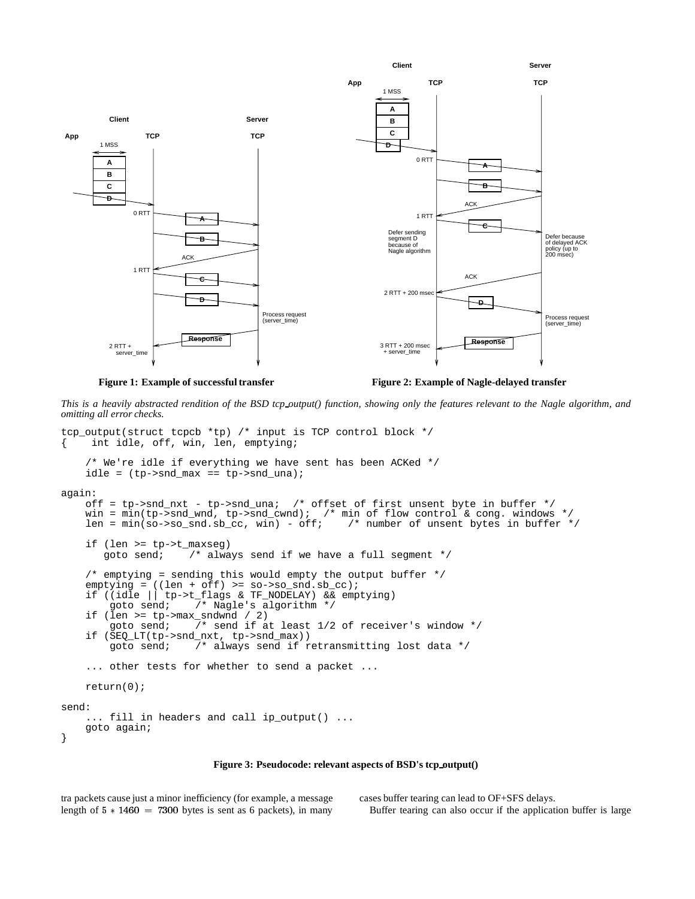Figure 1: Example of successful transfer

Figure 2: Example of Nagle-delayed transfer

*This is a heavily abstracted rendition of the BSD tcp_output() function, showing only the features relevant to the Nagle algorithm, and omitting all error checks.*

```
tcp_output(struct tcpcb *tp) /* input is TCP control block */
{    int idle, off, win, len, emptying;

    /* We're idle if everything we have sent has been ACKed */
    idle = (tp->snd_max == tp->snd_una);

again:
    off = tp->snd_nxt - tp->snd_una;  /* offset of first unsent byte in buffer */
    win = min(tp->snd_wnd, tp->snd_cwnd);  /* min of flow control & cong. windows */
    len = min(so->so_snd.sb_cc, win) - off;    /* number of unsent bytes in buffer */

    if (len >= tp->t_maxseg)
       goto send;    /* always send if we have a full segment */

    /* emptying = sending this would empty the output buffer */
    emptying = ((len + off) >= so->so_snd.sb_cc);
    if ((idle || tp->t_flags & TF_NODELAY) && emptying)
        goto send;    /* Nagle's algorithm */
    if (len >= tp->max_sndwnd / 2)
        goto send;    /* send if at least 1/2 of receiver's window */
    if (SEQ_LT(tp->snd_nxt, tp->snd_max))
        goto send;    /* always send if retransmitting lost data */

    ... other tests for whether to send a packet ...

    return(0);

send:
    ... fill in headers and call ip_output() ...
    goto again;
}
```

**Figure 3: Pseudocode: relevant aspects of BSD's tcp_output()**

tra packets cause just a minor inefficiency (for example, a message length of $5 * 1460 = 7300$ bytes is sent as 6 packets), in many cases buffer tearing can lead to OF+SFS delays.

Buffer tearing can also occur if the application buffer is large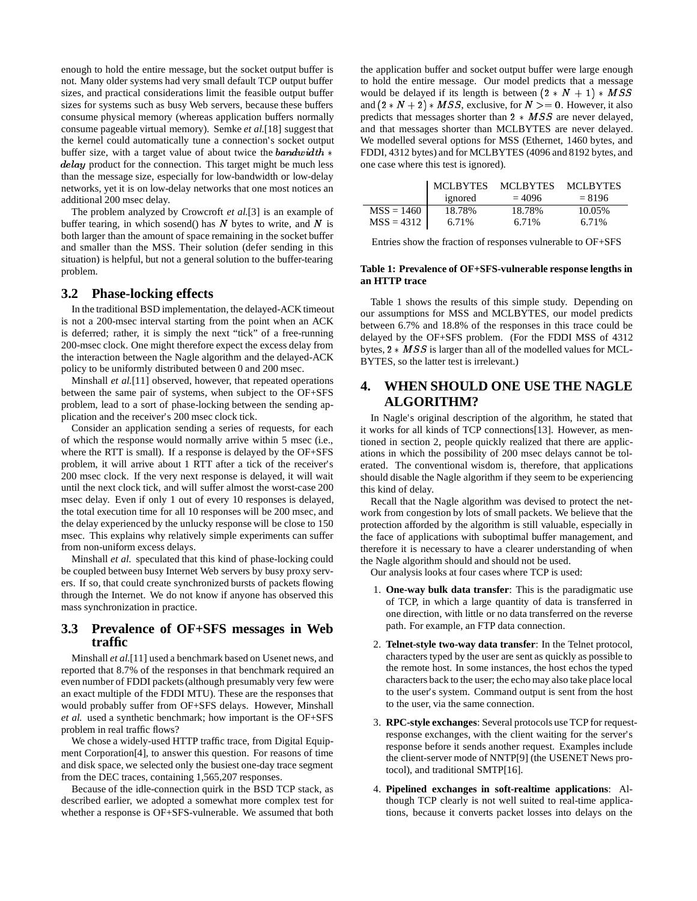enough to hold the entire message, but the socket output buffer is not. Many older systems had very small default TCP output buffer sizes, and practical considerations limit the feasible output buffer sizes for systems such as busy Web servers, because these buffers consume physical memory (whereas application buffers normally consume pageable virtual memory). Semke *et al.*[18] suggest that the kernel could automatically tune a connection's socket output buffer size, with a target value of about twice the $bandwidth * delay$ product for the connection. This target might be much less than the message size, especially for low-bandwidth or low-delay networks, yet it is on low-delay networks that one most notices an additional 200 msec delay.

The problem analyzed by Crowcroft *et al.*[3] is an example of buffer tearing, in which sosend() has $N$ bytes to write, and $N$ is both larger than the amount of space remaining in the socket buffer and smaller than the MSS. Their solution (defer sending in this situation) is helpful, but not a general solution to the buffer-tearing problem.

### 3.2 Phase-locking effects

In the traditional BSD implementation, the delayed-ACK timeout is not a 200-msec interval starting from the point when an ACK is deferred; rather, it is simply the next "tick" of a free-running 200-msec clock. One might therefore expect the excess delay from the interaction between the Nagle algorithm and the delayed-ACK policy to be uniformly distributed between 0 and 200 msec.

Minshall *et al.*[11] observed, however, that repeated operations between the same pair of systems, when subject to the OF+SFS problem, lead to a sort of phase-locking between the sending application and the receiver's 200 msec clock tick.

Consider an application sending a series of requests, for each of which the response would normally arrive within 5 msec (i.e., where the RTT is small). If a response is delayed by the OF+SFS problem, it will arrive about 1 RTT after a tick of the receiver's 200 msec clock. If the very next response is delayed, it will wait until the next clock tick, and will suffer almost the worst-case 200 msec delay. Even if only 1 out of every 10 responses is delayed, the total execution time for all 10 responses will be 200 msec, and the delay experienced by the unlucky response will be close to 150 msec. This explains why relatively simple experiments can suffer from non-uniform excess delays.

Minshall *et al.* speculated that this kind of phase-locking could be coupled between busy Internet Web servers by busy proxy servers. If so, that could create synchronized bursts of packets flowing through the Internet. We do not know if anyone has observed this mass synchronization in practice.

### 3.3 Prevalence of OF+SFS messages in Web traffic

Minshall *et al.*[11] used a benchmark based on Usenet news, and reported that 8.7% of the responses in that benchmark required an even number of FDDI packets (although presumably very few were an exact multiple of the FDDI MTU). These are the responses that would probably suffer from OF+SFS delays. However, Minshall *et al.* used a synthetic benchmark; how important is the OF+SFS problem in real traffic flows?

We chose a widely-used HTTP traffic trace, from Digital Equipment Corporation[4], to answer this question. For reasons of time and disk space, we selected only the busiest one-day trace segment from the DEC traces, containing 1,565,207 responses.

Because of the idle-connection quirk in the BSD TCP stack, as described earlier, we adopted a somewhat more complex test for whether a response is OF+SFS-vulnerable. We assumed that both the application buffer and socket output buffer were large enough to hold the entire message. Our model predicts that a message would be delayed if its length is between $(2 * N + 1) * MSS$ and $(2 * N + 2) * MSS$, exclusive, for $N >= 0$. However, it also predicts that messages shorter than $2 * MSS$ are never delayed, and that messages shorter than MCLBYTES are never delayed. We modelled several options for MSS (Ethernet, 1460 bytes, and FDDI, 4312 bytes) and for MCLBYTES (4096 and 8192 bytes, and one case where this test is ignored).

| | MCLBYTES ignored | MCLBYTES = 4096 | MCLBYTES = 8196 |
|---|---|---|---|
| MSS = 1460 | 18.78% | 18.78% | 10.05% |
| MSS = 4312 | 6.71% | 6.71% | 6.71% |

Entries show the fraction of responses vulnerable to OF+SFS

**Table 1: Prevalence of OF+SFS-vulnerable response lengths in an HTTP trace**

Table 1 shows the results of this simple study. Depending on our assumptions for MSS and MCLBYTES, our model predicts between 6.7% and 18.8% of the responses in this trace could be delayed by the OF+SFS problem. (For the FDDI MSS of 4312 bytes, $2 * MSS$ is larger than all of the modelled values for MCLBYTES, so the latter test is irrelevant.)

## 4. WHEN SHOULD ONE USE THE NAGLE ALGORITHM?

In Nagle's original description of the algorithm, he stated that it works for all kinds of TCP connections[13]. However, as mentioned in section 2, people quickly realized that there are applications in which the possibility of 200 msec delays cannot be tolerated. The conventional wisdom is, therefore, that applications should disable the Nagle algorithm if they seem to be experiencing this kind of delay.

Recall that the Nagle algorithm was devised to protect the network from congestion by lots of small packets. We believe that the protection afforded by the algorithm is still valuable, especially in the face of applications with suboptimal buffer management, and therefore it is necessary to have a clearer understanding of when the Nagle algorithm should and should not be used.

Our analysis looks at four cases where TCP is used:

1. **One-way bulk data transfer**: This is the paradigmatic use of TCP, in which a large quantity of data is transferred in one direction, with little or no data transferred on the reverse path. For example, an FTP data connection.
2. **Telnet-style two-way data transfer**: In the Telnet protocol, characters typed by the user are sent as quickly as possible to the remote host. In some instances, the host echos the typed characters back to the user; the echo may also take place local to the user's system. Command output is sent from the host to the user, via the same connection.
3. **RPC-style exchanges**: Several protocols use TCP for request-response exchanges, with the client waiting for the server's response before it sends another request. Examples include the client-server mode of NNTP[9] (the USENET News protocol), and traditional SMTP[16].
4. **Pipelined exchanges in soft-realtime applications**: Although TCP clearly is not well suited to real-time applications, because it converts packet losses into delays on the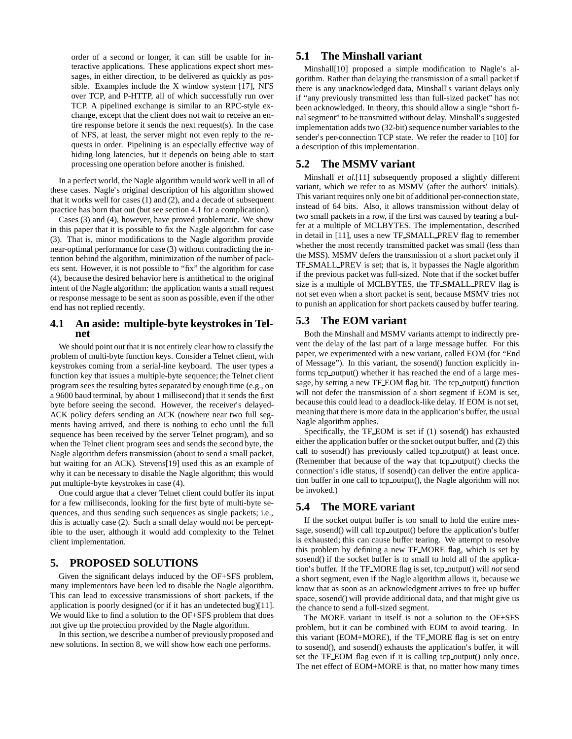order of a second or longer, it can still be usable for interactive applications. These applications expect short messages, in either direction, to be delivered as quickly as possible. Examples include the X window system [17], NFS over TCP, and P-HTTP, all of which successfully run over TCP. A pipelined exchange is similar to an RPC-style exchange, except that the client does not wait to receive an entire response before it sends the next request(s). In the case of NFS, at least, the server might not even reply to the requests in order. Pipelining is an especially effective way of hiding long latencies, but it depends on being able to start processing one operation before another is finished.

In a perfect world, the Nagle algorithm would work well in all of these cases. Nagle's original description of his algorithm showed that it works well for cases (1) and (2), and a decade of subsequent practice has born that out (but see section 4.1 for a complication).

Cases (3) and (4), however, have proved problematic. We show in this paper that it is possible to fix the Nagle algorithm for case (3). That is, minor modifications to the Nagle algorithm provide near-optimal performance for case (3) without contradicting the intention behind the algorithm, minimization of the number of packets sent. However, it is not possible to "fix" the algorithm for case (4), because the desired behavior here is antithetical to the original intent of the Nagle algorithm: the application wants a small request or response message to be sent as soon as possible, even if the other end has not replied recently.

### 4.1 An aside: multiple-byte keystrokes in Telnet

We should point out that it is not entirely clear how to classify the problem of multi-byte function keys. Consider a Telnet client, with keystrokes coming from a serial-line keyboard. The user types a function key that issues a multiple-byte sequence; the Telnet client program sees the resulting bytes separated by enough time (e.g., on a 9600 baud terminal, by about 1 millisecond) that it sends the first byte before seeing the second. However, the receiver's delayed-ACK policy defers sending an ACK (nowhere near two full segments having arrived, and there is nothing to echo until the full sequence has been received by the server Telnet program), and so when the Telnet client program sees and sends the second byte, the Nagle algorithm defers transmission (about to send a small packet, but waiting for an ACK). Stevens[19] used this as an example of why it can be necessary to disable the Nagle algorithm; this would put multiple-byte keystrokes in case (4).

One could argue that a clever Telnet client could buffer its input for a few milliseconds, looking for the first byte of multi-byte sequences, and thus sending such sequences as single packets; i.e., this is actually case (2). Such a small delay would not be perceptible to the user, although it would add complexity to the Telnet client implementation.

## 5. PROPOSED SOLUTIONS

Given the significant delays induced by the OF+SFS problem, many implementors have been led to disable the Nagle algorithm. This can lead to excessive transmissions of short packets, if the application is poorly designed (or if it has an undetected bug)[11]. We would like to find a solution to the OF+SFS problem that does not give up the protection provided by the Nagle algorithm.

In this section, we describe a number of previously proposed and new solutions. In section 8, we will show how each one performs.

### 5.1 The Minshall variant

Minshall[10] proposed a simple modification to Nagle's algorithm. Rather than delaying the transmission of a small packet if there is any unacknowledged data, Minshall's variant delays only if "any previously transmitted less than full-sized packet" has not been acknowledged. In theory, this should allow a single "short final segment" to be transmitted without delay. Minshall's suggested implementation adds two (32-bit) sequence number variables to the sender's per-connection TCP state. We refer the reader to [10] for a description of this implementation.

### 5.2 The MSMV variant

Minshall *et al.*[11] subsequently proposed a slightly different variant, which we refer to as MSMV (after the authors' initials). This variant requires only one bit of additional per-connection state, instead of 64 bits. Also, it allows transmission without delay of two small packets in a row, if the first was caused by tearing a buffer at a multiple of MCLBYTES. The implementation, described in detail in [11], uses a new TF_SMALL_PREV flag to remember whether the most recently transmitted packet was small (less than the MSS). MSMV defers the transmission of a short packet only if TF_SMALL_PREV is set; that is, it bypasses the Nagle algorithm if the previous packet was full-sized. Note that if the socket buffer size is a multiple of MCLBYTES, the TF_SMALL_PREV flag is not set even when a short packet is sent, because MSMV tries not to punish an application for short packets caused by buffer tearing.

### 5.3 The EOM variant

Both the Minshall and MSMV variants attempt to indirectly prevent the delay of the last part of a large message buffer. For this paper, we experimented with a new variant, called EOM (for "End of Message"). In this variant, the sosend() function explicitly informs tcp_output() whether it has reached the end of a large message, by setting a new TF_EOM flag bit. The tcp_output() function will not defer the transmission of a short segment if EOM is set, because this could lead to a deadlock-like delay. If EOM is not set, meaning that there is more data in the application's buffer, the usual Nagle algorithm applies.

Specifically, the TF_EOM is set if (1) sosend() has exhausted either the application buffer or the socket output buffer, and (2) this call to sosend() has previously called tcp_output() at least once. (Remember that because of the way that tcp_output() checks the connection's idle status, if sosend() can deliver the entire application buffer in one call to tcp_output(), the Nagle algorithm will not be invoked.)

### 5.4 The MORE variant

If the socket output buffer is too small to hold the entire message, sosend() will call tcp_output() before the application's buffer is exhausted; this can cause buffer tearing. We attempt to resolve this problem by defining a new TF_MORE flag, which is set by sosend() if the socket buffer is to small to hold all of the application's buffer. If the TF_MORE flag is set, tcp_output() will *not* send a short segment, even if the Nagle algorithm allows it, because we know that as soon as an acknowledgment arrives to free up buffer space, sosend() will provide additional data, and that might give us the chance to send a full-sized segment.

The MORE variant in itself is not a solution to the OF+SFS problem, but it can be combined with EOM to avoid tearing. In this variant (EOM+MORE), if the TF_MORE flag is set on entry to sosend(), and sosend() exhausts the application's buffer, it will set the TF_EOM flag even if it is calling tcp_output() only once. The net effect of EOM+MORE is that, no matter how many times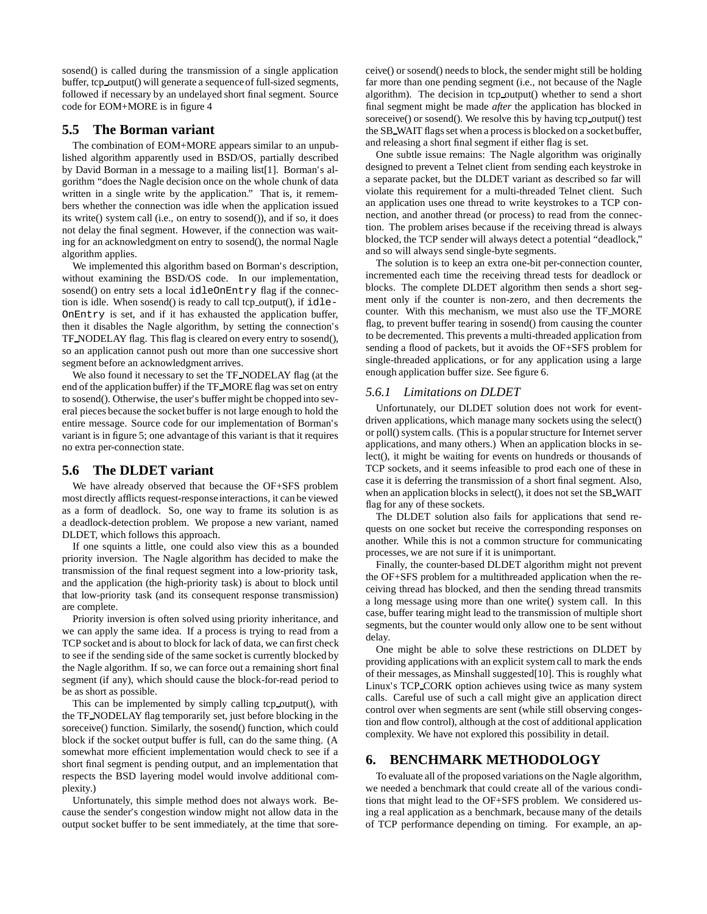sosend() is called during the transmission of a single application buffer, tcp_output() will generate a sequence of full-sized segments, followed if necessary by an undelayed short final segment. Source code for EOM+MORE is in figure 4

## 5.5 The Borman variant

The combination of EOM+MORE appears similar to an unpublished algorithm apparently used in BSD/OS, partially described by David Borman in a message to a mailing list[1]. Borman's algorithm "does the Nagle decision once on the whole chunk of data written in a single write by the application." That is, it remembers whether the connection was idle when the application issued its write() system call (i.e., on entry to sosend()), and if so, it does not delay the final segment. However, if the connection was waiting for an acknowledgment on entry to sosend(), the normal Nagle algorithm applies.

We implemented this algorithm based on Borman's description, without examining the BSD/OS code. In our implementation, sosend() on entry sets a local `idleOnEntry` flag if the connection is idle. When sosend() is ready to call tcp_output(), if `idleOnEntry` is set, and if it has exhausted the application buffer, then it disables the Nagle algorithm, by setting the connection's TF_NODELAY flag. This flag is cleared on every entry to sosend(), so an application cannot push out more than one successive short segment before an acknowledgment arrives.

We also found it necessary to set the TF_NODELAY flag (at the end of the application buffer) if the TF_MORE flag was set on entry to sosend(). Otherwise, the user's buffer might be chopped into several pieces because the socket buffer is not large enough to hold the entire message. Source code for our implementation of Borman's variant is in figure 5; one advantage of this variant is that it requires no extra per-connection state.

## 5.6 The DLDET variant

We have already observed that because the OF+SFS problem most directly afflicts request-response interactions, it can be viewed as a form of deadlock. So, one way to frame its solution is as a deadlock-detection problem. We propose a new variant, named DLDET, which follows this approach.

If one squints a little, one could also view this as a bounded priority inversion. The Nagle algorithm has decided to make the transmission of the final request segment into a low-priority task, and the application (the high-priority task) is about to block until that low-priority task (and its consequent response transmission) are complete.

Priority inversion is often solved using priority inheritance, and we can apply the same idea. If a process is trying to read from a TCP socket and is about to block for lack of data, we can first check to see if the sending side of the same socket is currently blocked by the Nagle algorithm. If so, we can force out a remaining short final segment (if any), which should cause the block-for-read period to be as short as possible.

This can be implemented by simply calling tcp_output(), with the TF_NODELAY flag temporarily set, just before blocking in the soreceive() function. Similarly, the sosend() function, which could block if the socket output buffer is full, can do the same thing. (A somewhat more efficient implementation would check to see if a short final segment is pending output, and an implementation that respects the BSD layering model would involve additional complexity.)

Unfortunately, this simple method does not always work. Because the sender's congestion window might not allow data in the output socket buffer to be sent immediately, at the time that soreceive() or sosend() needs to block, the sender might still be holding far more than one pending segment (i.e., not because of the Nagle algorithm). The decision in tcp_output() whether to send a short final segment might be made *after* the application has blocked in soreceive() or sosend(). We resolve this by having tcp_output() test the SB_WAIT flags set when a process is blocked on a socket buffer, and releasing a short final segment if either flag is set.

One subtle issue remains: The Nagle algorithm was originally designed to prevent a Telnet client from sending each keystroke in a separate packet, but the DLDET variant as described so far will violate this requirement for a multi-threaded Telnet client. Such an application uses one thread to write keystrokes to a TCP connection, and another thread (or process) to read from the connection. The problem arises because if the receiving thread is always blocked, the TCP sender will always detect a potential "deadlock," and so will always send single-byte segments.

The solution is to keep an extra one-bit per-connection counter, incremented each time the receiving thread tests for deadlock or blocks. The complete DLDET algorithm then sends a short segment only if the counter is non-zero, and then decrements the counter. With this mechanism, we must also use the TF_MORE flag, to prevent buffer tearing in sosend() from causing the counter to be decremented. This prevents a multi-threaded application from sending a flood of packets, but it avoids the OF+SFS problem for single-threaded applications, or for any application using a large enough application buffer size. See figure 6.

### 5.6.1 Limitations on DLDET

Unfortunately, our DLDET solution does not work for event-driven applications, which manage many sockets using the select() or poll() system calls. (This is a popular structure for Internet server applications, and many others.) When an application blocks in select(), it might be waiting for events on hundreds or thousands of TCP sockets, and it seems infeasible to prod each one of these in case it is deferring the transmission of a short final segment. Also, when an application blocks in select(), it does not set the SB_WAIT flag for any of these sockets.

The DLDET solution also fails for applications that send requests on one socket but receive the corresponding responses on another. While this is not a common structure for communicating processes, we are not sure if it is unimportant.

Finally, the counter-based DLDET algorithm might not prevent the OF+SFS problem for a multithreaded application when the receiving thread has blocked, and then the sending thread transmits a long message using more than one write() system call. In this case, buffer tearing might lead to the transmission of multiple short segments, but the counter would only allow one to be sent without delay.

One might be able to solve these restrictions on DLDET by providing applications with an explicit system call to mark the ends of their messages, as Minshall suggested[10]. This is roughly what Linux's TCP_CORK option achieves using twice as many system calls. Careful use of such a call might give an application direct control over when segments are sent (while still observing congestion and flow control), although at the cost of additional application complexity. We have not explored this possibility in detail.

# 6. BENCHMARK METHODOLOGY

To evaluate all of the proposed variations on the Nagle algorithm, we needed a benchmark that could create all of the various conditions that might lead to the OF+SFS problem. We considered using a real application as a benchmark, because many of the details of TCP performance depending on timing. For example, an ap-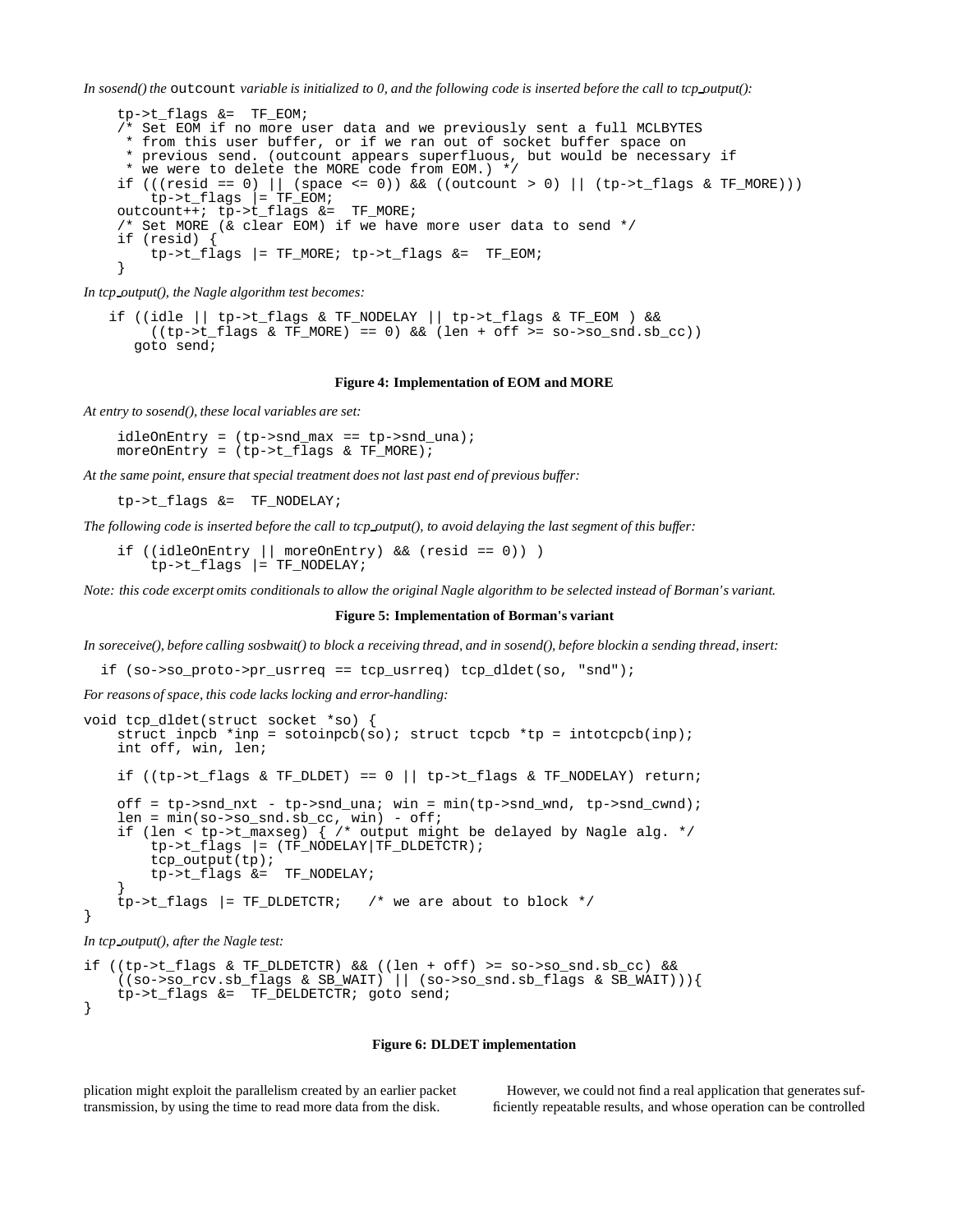*In sosend() the* `outcount` *variable is initialized to 0, and the following code is inserted before the call to tcp_output():*

```
tp->t_flags &=  TF_EOM;
/* Set EOM if no more user data and we previously sent a full MCLBYTES
 * from this user buffer, or if we ran out of socket buffer space on
 * previous send. (outcount appears superfluous, but would be necessary if
 * we were to delete the MORE code from EOM.) */
if (((resid == 0) || (space <= 0)) && ((outcount > 0) || (tp->t_flags & TF_MORE)))
    tp->t_flags |= TF_EOM;
outcount++; tp->t_flags &=  TF_MORE;
/* Set MORE (& clear EOM) if we have more user data to send */
if (resid) {
    tp->t_flags |= TF_MORE; tp->t_flags &=  TF_EOM;
}
```

*In tcp_output(), the Nagle algorithm test becomes:*

```
if ((idle || tp->t_flags & TF_NODELAY || tp->t_flags & TF_EOM ) &&
     ((tp->t_flags & TF_MORE) == 0) && (len + off >= so->so_snd.sb_cc))
   goto send;
```

**Figure 4: Implementation of EOM and MORE**

*At entry to sosend(), these local variables are set:*

```
idleOnEntry = (tp->snd_max == tp->snd_una);
moreOnEntry = (tp->t_flags & TF_MORE);
```

*At the same point, ensure that special treatment does not last past end of previous buffer:*

```
tp->t_flags &=  TF_NODELAY;
```

*The following code is inserted before the call to tcp_output(), to avoid delaying the last segment of this buffer:*

```
if ((idleOnEntry || moreOnEntry) && (resid == 0)) )
    tp->t_flags |= TF_NODELAY;
```

*Note: this code excerpt omits conditionals to allow the original Nagle algorithm to be selected instead of Borman's variant.*

**Figure 5: Implementation of Borman's variant**

*In soreceive(), before calling sosbwait() to block a receiving thread, and in sosend(), before blockin a sending thread, insert:*

```
if (so->so_proto->pr_usrreq == tcp_usrreq) tcp_dldet(so, "snd");
```

*For reasons of space, this code lacks locking and error-handling:*

```
void tcp_dldet(struct socket *so) {
    struct inpcb *inp = sotoinpcb(so); struct tcpcb *tp = intotcpcb(inp);
    int off, win, len;

    if ((tp->t_flags & TF_DLDET) == 0 || tp->t_flags & TF_NODELAY) return;

    off = tp->snd_nxt - tp->snd_una; win = min(tp->snd_wnd, tp->snd_cwnd);
    len = min(so->so_snd.sb_cc, win) - off;
    if (len < tp->t_maxseg) { /* output might be delayed by Nagle alg. */
        tp->t_flags |= (TF_NODELAY|TF_DLDETCTR);
        tcp_output(tp);
        tp->t_flags &=  TF_NODELAY;
    }
    tp->t_flags |= TF_DLDETCTR;   /* we are about to block */
}
```

*In tcp_output(), after the Nagle test:*

```
if ((tp->t_flags & TF_DLDETCTR) && ((len + off) >= so->so_snd.sb_cc) &&
    ((so->so_rcv.sb_flags & SB_WAIT) || (so->so_snd.sb_flags & SB_WAIT))){
    tp->t_flags &=  TF_DELDETCTR; goto send;
}
```

**Figure 6: DLDET implementation**

plication might exploit the parallelism created by an earlier packet transmission, by using the time to read more data from the disk.

However, we could not find a real application that generates sufficiently repeatable results, and whose operation can be controlled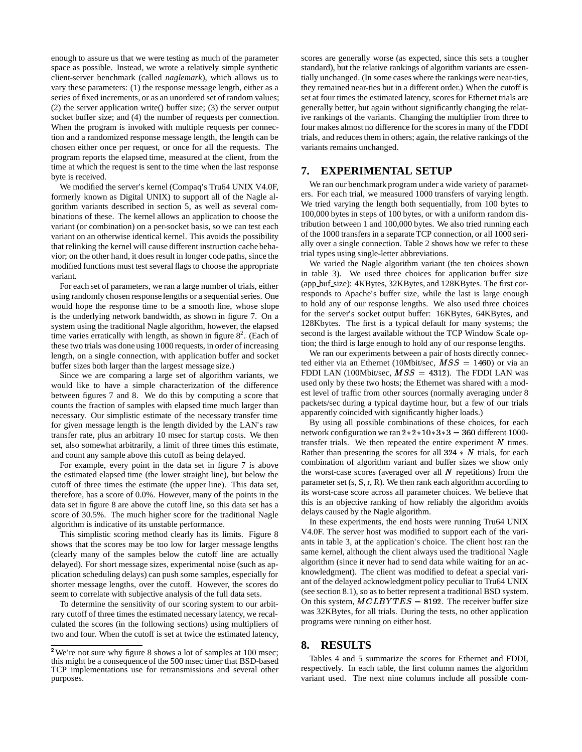enough to assure us that we were testing as much of the parameter space as possible. Instead, we wrote a relatively simple synthetic client-server benchmark (called *naglemark*), which allows us to vary these parameters: (1) the response message length, either as a series of fixed increments, or as an unordered set of random values; (2) the server application write() buffer size; (3) the server output socket buffer size; and (4) the number of requests per connection. When the program is invoked with multiple requests per connection and a randomized response message length, the length can be chosen either once per request, or once for all the requests. The program reports the elapsed time, measured at the client, from the time at which the request is sent to the time when the last response byte is received.

We modified the server's kernel (Compaq's Tru64 UNIX V4.0F, formerly known as Digital UNIX) to support all of the Nagle algorithm variants described in section 5, as well as several combinations of these. The kernel allows an application to choose the variant (or combination) on a per-socket basis, so we can test each variant on an otherwise identical kernel. This avoids the possibility that relinking the kernel will cause different instruction cache behavior; on the other hand, it does result in longer code paths, since the modified functions must test several flags to choose the appropriate variant.

For each set of parameters, we ran a large number of trials, either using randomly chosen response lengths or a sequential series. One would hope the response time to be a smooth line, whose slope is the underlying network bandwidth, as shown in figure 7. On a system using the traditional Nagle algorithm, however, the elapsed time varies erratically with length, as shown in figure 8[2]. (Each of these two trials was done using 1000 requests, in order of increasing length, on a single connection, with application buffer and socket buffer sizes both larger than the largest message size.)

Since we are comparing a large set of algorithm variants, we would like to have a simple characterization of the difference between figures 7 and 8. We do this by computing a score that counts the fraction of samples with elapsed time much larger than necessary. Our simplistic estimate of the necessary transfer time for given message length is the length divided by the LAN's raw transfer rate, plus an arbitrary 10 msec for startup costs. We then set, also somewhat arbitrarily, a limit of three times this estimate, and count any sample above this cutoff as being delayed.

For example, every point in the data set in figure 7 is above the estimated elapsed time (the lower straight line), but below the cutoff of three times the estimate (the upper line). This data set, therefore, has a score of 0.0%. However, many of the points in the data set in figure 8 are above the cutoff line, so this data set has a score of 30.5%. The much higher score for the traditional Nagle algorithm is indicative of its unstable performance.

This simplistic scoring method clearly has its limits. Figure 8 shows that the scores may be too low for larger message lengths (clearly many of the samples below the cutoff line are actually delayed). For short message sizes, experimental noise (such as application scheduling delays) can push some samples, especially for shorter message lengths, over the cutoff. However, the scores do seem to correlate with subjective analysis of the full data sets.

To determine the sensitivity of our scoring system to our arbitrary cutoff of three times the estimated necessary latency, we recalculated the scores (in the following sections) using multipliers of two and four. When the cutoff is set at twice the estimated latency, scores are generally worse (as expected, since this sets a tougher standard), but the relative rankings of algorithm variants are essentially unchanged. (In some cases where the rankings were near-ties, they remained near-ties but in a different order.) When the cutoff is set at four times the estimated latency, scores for Ethernet trials are generally better, but again without significantly changing the relative rankings of the variants. Changing the multiplier from three to four makes almost no difference for the scores in many of the FDDI trials, and reduces them in others; again, the relative rankings of the variants remains unchanged.

[2] We're not sure why figure 8 shows a lot of samples at 100 msec; this might be a consequence of the 500 msec timer that BSD-based TCP implementations use for retransmissions and several other purposes.

## 7. EXPERIMENTAL SETUP

We ran our benchmark program under a wide variety of parameters. For each trial, we measured 1000 transfers of varying length. We tried varying the length both sequentially, from 100 bytes to 100,000 bytes in steps of 100 bytes, or with a uniform random distribution between 1 and 100,000 bytes. We also tried running each of the 1000 transfers in a separate TCP connection, or all 1000 serially over a single connection. Table 2 shows how we refer to these trial types using single-letter abbreviations.

We varied the Nagle algorithm variant (the ten choices shown in table 3). We used three choices for application buffer size (app_buf_size): 4KBytes, 32KBytes, and 128KBytes. The first corresponds to Apache's buffer size, while the last is large enough to hold any of our response lengths. We also used three choices for the server's socket output buffer: 16KBytes, 64KBytes, and 128Kbytes. The first is a typical default for many systems; the second is the largest available without the TCP Window Scale option; the third is large enough to hold any of our response lengths.

We ran our experiments between a pair of hosts directly connected either via an Ethernet (10Mbit/sec, $MSS = 1460$) or via an FDDI LAN (100Mbit/sec, $MSS = 4312$). The FDDI LAN was used only by these two hosts; the Ethernet was shared with a modest level of traffic from other sources (normally averaging under 8 packets/sec during a typical daytime hour, but a few of our trials apparently coincided with significantly higher loads.)

By using all possible combinations of these choices, for each network configuration we ran $2*2*10*3*3 = 360$ different 1000-transfer trials. We then repeated the entire experiment $N$ times. Rather than presenting the scores for all $324 * N$ trials, for each combination of algorithm variant and buffer sizes we show only the worst-case scores (averaged over all $N$ repetitions) from the parameter set (s, S, r, R). We then rank each algorithm according to its worst-case score across all parameter choices. We believe that this is an objective ranking of how reliably the algorithm avoids delays caused by the Nagle algorithm.

In these experiments, the end hosts were running Tru64 UNIX V4.0F. The server host was modified to support each of the variants in table 3, at the application's choice. The client host ran the same kernel, although the client always used the traditional Nagle algorithm (since it never had to send data while waiting for an acknowledgment). The client was modified to defeat a special variant of the delayed acknowledgment policy peculiar to Tru64 UNIX (see section 8.1), so as to better represent a traditional BSD system. On this system, $MCLBYTES = 8192$. The receiver buffer size was 32KBytes, for all trials. During the tests, no other application programs were running on either host.

## 8. RESULTS

Tables 4 and 5 summarize the scores for Ethernet and FDDI, respectively. In each table, the first column names the algorithm variant used. The next nine columns include all possible com-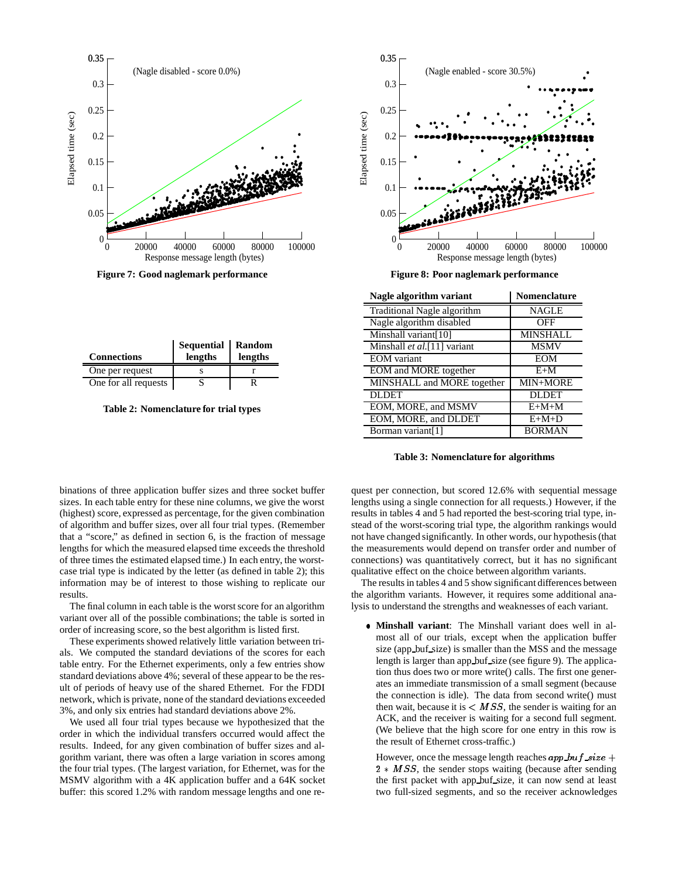Figure 7: Good naglemark performance

Figure 8: Poor naglemark performance

| Connections | Sequential lengths | Random lengths |
|---|---|---|
| One per request | s | r |
| One for all requests | S | R |

**Table 2: Nomenclature for trial types**

| Nagle algorithm variant | Nomenclature |
|---|---|
| Traditional Nagle algorithm | NAGLE |
| Nagle algorithm disabled | OFF |
| Minshall variant[10] | MINSHALL |
| Minshall *et al.*[11] variant | MSMV |
| EOM variant | EOM |
| EOM and MORE together | E+M |
| MINSHALL and MORE together | MIN+MORE |
| DLDET | DLDET |
| EOM, MORE, and MSMV | E+M+M |
| EOM, MORE, and DLDET | E+M+D |
| Borman variant[1] | BORMAN |

**Table 3: Nomenclature for algorithms**

binations of three application buffer sizes and three socket buffer sizes. In each table entry for these nine columns, we give the worst (highest) score, expressed as percentage, for the given combination of algorithm and buffer sizes, over all four trial types. (Remember that a "score," as defined in section 6, is the fraction of message lengths for which the measured elapsed time exceeds the threshold of three times the estimated elapsed time.) In each entry, the worst-case trial type is indicated by the letter (as defined in table 2); this information may be of interest to those wishing to replicate our results.

The final column in each table is the worst score for an algorithm variant over all of the possible combinations; the table is sorted in order of increasing score, so the best algorithm is listed first.

These experiments showed relatively little variation between trials. We computed the standard deviations of the scores for each table entry. For the Ethernet experiments, only a few entries show standard deviations above 4%; several of these appear to be the result of periods of heavy use of the shared Ethernet. For the FDDI network, which is private, none of the standard deviations exceeded 3%, and only six entries had standard deviations above 2%.

We used all four trial types because we hypothesized that the order in which the individual transfers occurred would affect the results. Indeed, for any given combination of buffer sizes and algorithm variant, there was often a large variation in scores among the four trial types. (The largest variation, for Ethernet, was for the MSMV algorithm with a 4K application buffer and a 64K socket buffer: this scored 1.2% with random message lengths and one request per connection, but scored 12.6% with sequential message lengths using a single connection for all requests.) However, if the results in tables 4 and 5 had reported the best-scoring trial type, instead of the worst-scoring trial type, the algorithm rankings would not have changed significantly. In other words, our hypothesis (that the measurements would depend on transfer order and number of connections) was quantitatively correct, but it has no significant qualitative effect on the choice between algorithm variants.

The results in tables 4 and 5 show significant differences between the algorithm variants. However, it requires some additional analysis to understand the strengths and weaknesses of each variant.

- **Minshall variant**: The Minshall variant does well in almost all of our trials, except when the application buffer size (app_buf_size) is smaller than the MSS and the message length is larger than app_buf_size (see figure 9). The application thus does two or more write() calls. The first one generates an immediate transmission of a small segment (because the connection is idle). The data from second write() must then wait, because it is $< MSS$, the sender is waiting for an ACK, and the receiver is waiting for a second full segment. (We believe that the high score for one entry in this row is the result of Ethernet cross-traffic.)

  However, once the message length reaches $app\_buf\_size + 2 * MSS$, the sender stops waiting (because after sending the first packet with app_buf_size, it can now send at least two full-sized segments, and so the receiver acknowledges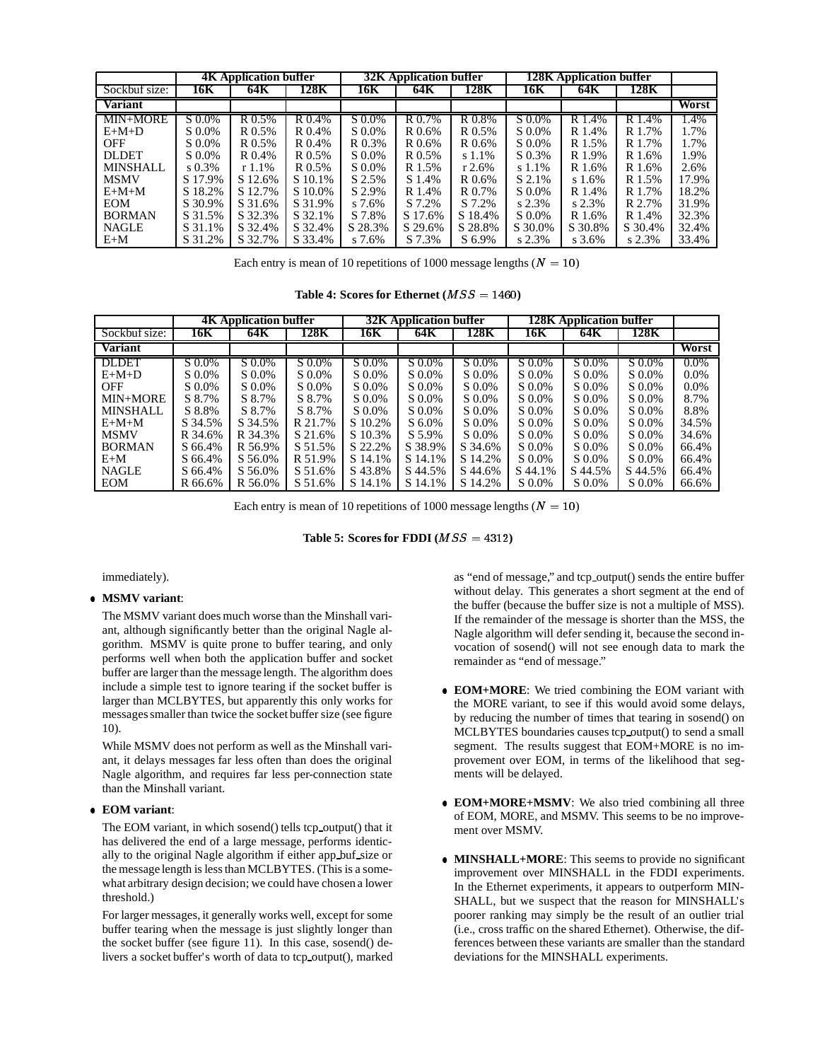| | 4K Application buffer | | | 32K Application buffer | | | 128K Application buffer | | | |
|---|---|---|---|---|---|---|---|---|---|---|
| Sockbuf size: | 16K | 64K | 128K | 16K | 64K | 128K | 16K | 64K | 128K | |
| **Variant** | | | | | | | | | | **Worst** |
| MIN+MORE | S 0.0% | R 0.5% | R 0.4% | S 0.0% | R 0.7% | R 0.8% | S 0.0% | R 1.4% | R 1.4% | 1.4% |
| E+M+D | S 0.0% | R 0.5% | R 0.4% | S 0.0% | R 0.6% | R 0.5% | S 0.0% | R 1.4% | R 1.7% | 1.7% |
| OFF | S 0.0% | R 0.5% | R 0.4% | R 0.3% | R 0.6% | R 0.6% | S 0.0% | R 1.5% | R 1.7% | 1.7% |
| DLDET | S 0.0% | R 0.4% | R 0.5% | S 0.0% | R 0.5% | s 1.1% | S 0.3% | R 1.9% | R 1.6% | 1.9% |
| MINSHALL | s 0.3% | r 1.1% | R 0.5% | S 0.0% | R 1.5% | r 2.6% | s 1.1% | R 1.6% | R 1.6% | 2.6% |
| MSMV | S 17.9% | S 12.6% | S 10.1% | S 2.5% | S 1.4% | R 0.6% | S 2.1% | s 1.6% | R 1.5% | 17.9% |
| E+M+M | S 18.2% | S 12.7% | S 10.0% | S 2.9% | R 1.4% | R 0.7% | S 0.0% | R 1.4% | R 1.7% | 18.2% |
| EOM | S 30.9% | S 31.6% | S 31.9% | s 7.6% | S 7.2% | S 7.2% | s 2.3% | s 2.3% | R 2.7% | 31.9% |
| BORMAN | S 31.5% | S 32.3% | S 32.1% | S 7.8% | S 17.6% | S 18.4% | S 0.0% | R 1.6% | R 1.4% | 32.3% |
| NAGLE | S 31.1% | S 32.4% | S 32.4% | S 28.3% | S 29.6% | S 28.8% | S 30.0% | S 30.8% | S 30.4% | 32.4% |
| E+M | S 31.2% | S 32.7% | S 33.4% | s 7.6% | S 7.3% | S 6.9% | s 2.3% | s 3.6% | s 2.3% | 33.4% |

Each entry is mean of 10 repetitions of 1000 message lengths ($N = 10$)

**Table 4: Scores for Ethernet ($MSS = 1460$)**

| | 4K Application buffer | | | 32K Application buffer | | | 128K Application buffer | | | |
|---|---|---|---|---|---|---|---|---|---|---|
| Sockbuf size: | 16K | 64K | 128K | 16K | 64K | 128K | 16K | 64K | 128K | |
| **Variant** | | | | | | | | | | **Worst** |
| DLDET | S 0.0% | S 0.0% | S 0.0% | S 0.0% | S 0.0% | S 0.0% | S 0.0% | S 0.0% | S 0.0% | 0.0% |
| E+M+D | S 0.0% | S 0.0% | S 0.0% | S 0.0% | S 0.0% | S 0.0% | S 0.0% | S 0.0% | S 0.0% | 0.0% |
| OFF | S 0.0% | S 0.0% | S 0.0% | S 0.0% | S 0.0% | S 0.0% | S 0.0% | S 0.0% | S 0.0% | 0.0% |
| MIN+MORE | S 8.7% | S 8.7% | S 8.7% | S 0.0% | S 0.0% | S 0.0% | S 0.0% | S 0.0% | S 0.0% | 8.7% |
| MINSHALL | S 8.8% | S 8.7% | S 8.7% | S 0.0% | S 0.0% | S 0.0% | S 0.0% | S 0.0% | S 0.0% | 8.8% |
| E+M+M | S 34.5% | S 34.5% | R 21.7% | S 10.2% | S 6.0% | S 0.0% | S 0.0% | S 0.0% | S 0.0% | 34.5% |
| MSMV | R 34.6% | R 34.3% | S 21.6% | S 10.3% | S 5.9% | S 0.0% | S 0.0% | S 0.0% | S 0.0% | 34.6% |
| BORMAN | S 66.4% | R 56.9% | S 51.5% | S 22.2% | S 38.9% | S 34.6% | S 0.0% | S 0.0% | S 0.0% | 66.4% |
| E+M | S 66.4% | S 56.0% | R 51.9% | S 14.1% | S 14.1% | S 14.2% | S 0.0% | S 0.0% | S 0.0% | 66.4% |
| NAGLE | S 66.4% | S 56.0% | S 51.6% | S 43.8% | S 44.5% | S 44.6% | S 44.1% | S 44.5% | S 44.5% | 66.4% |
| EOM | R 66.6% | R 56.0% | S 51.6% | S 14.1% | S 14.1% | S 14.2% | S 0.0% | S 0.0% | S 0.0% | 66.6% |

Each entry is mean of 10 repetitions of 1000 message lengths ($N = 10$)

**Table 5: Scores for FDDI ($MSS = 4312$)**

immediately).

- **MSMV variant**:

  The MSMV variant does much worse than the Minshall variant, although significantly better than the original Nagle algorithm. MSMV is quite prone to buffer tearing, and only performs well when both the application buffer and socket buffer are larger than the message length. The algorithm does include a simple test to ignore tearing if the socket buffer is larger than MCLBYTES, but apparently this only works for messages smaller than twice the socket buffer size (see figure 10).

  While MSMV does not perform as well as the Minshall variant, it delays messages far less often than does the original Nagle algorithm, and requires far less per-connection state than the Minshall variant.

- **EOM variant**:

  The EOM variant, in which sosend() tells tcp_output() that it has delivered the end of a large message, performs identically to the original Nagle algorithm if either app_buf_size or the message length is less than MCLBYTES. (This is a somewhat arbitrary design decision; we could have chosen a lower threshold.)

  For larger messages, it generally works well, except for some buffer tearing when the message is just slightly longer than the socket buffer (see figure 11). In this case, sosend() delivers a socket buffer's worth of data to tcp_output(), marked as "end of message," and tcp_output() sends the entire buffer without delay. This generates a short segment at the end of the buffer (because the buffer size is not a multiple of MSS). If the remainder of the message is shorter than the MSS, the Nagle algorithm will defer sending it, because the second invocation of sosend() will not see enough data to mark the remainder as "end of message."

- **EOM+MORE**: We tried combining the EOM variant with the MORE variant, to see if this would avoid some delays, by reducing the number of times that tearing in sosend() on MCLBYTES boundaries causes tcp_output() to send a small segment. The results suggest that EOM+MORE is no improvement over EOM, in terms of the likelihood that segments will be delayed.

- **EOM+MORE+MSMV**: We also tried combining all three of EOM, MORE, and MSMV. This seems to be no improvement over MSMV.

- **MINSHALL+MORE**: This seems to provide no significant improvement over MINSHALL in the FDDI experiments. In the Ethernet experiments, it appears to outperform MINSHALL, but we suspect that the reason for MINSHALL's poorer ranking may simply be the result of an outlier trial (i.e., cross traffic on the shared Ethernet). Otherwise, the differences between these variants are smaller than the standard deviations for the MINSHALL experiments.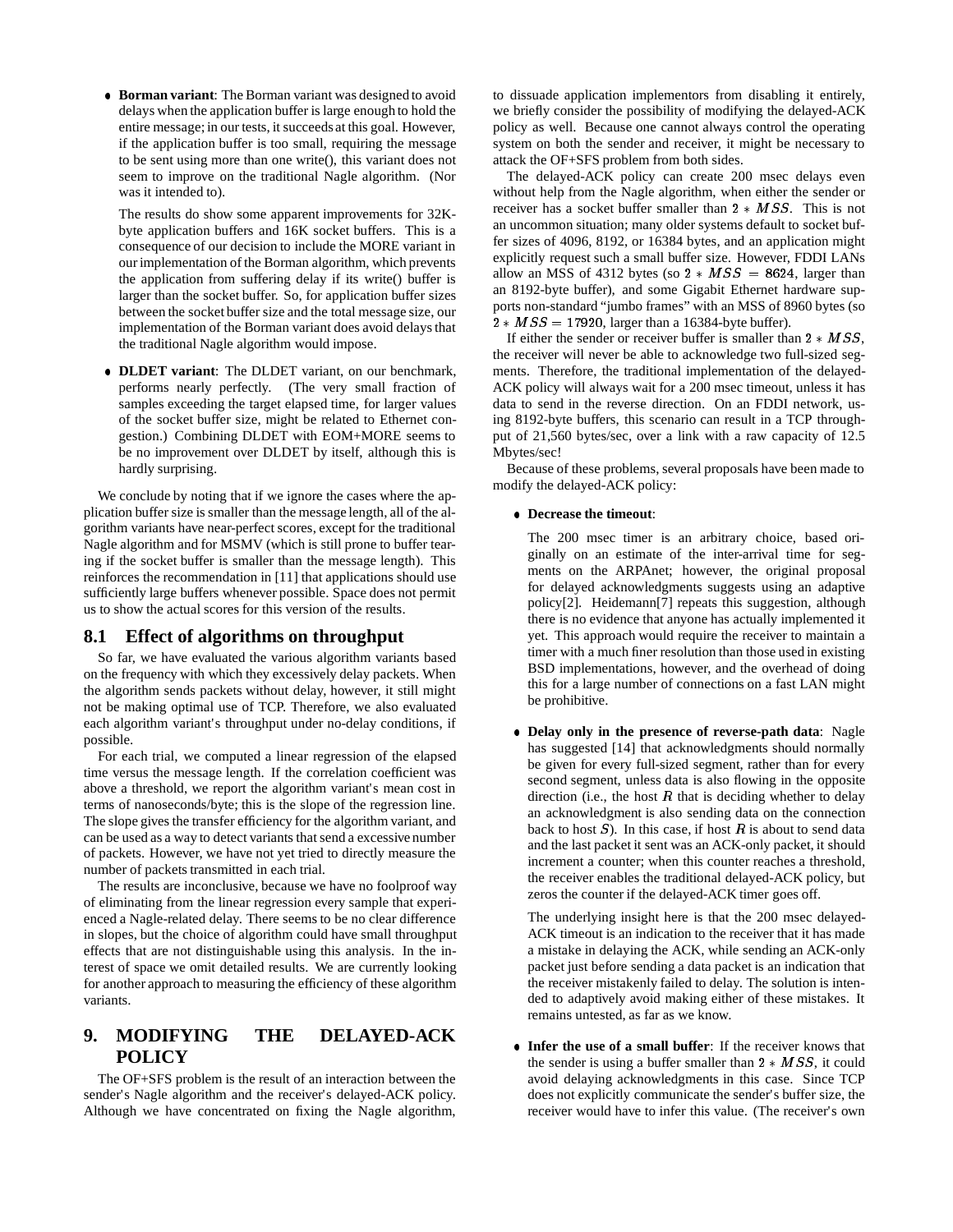- **Borman variant**: The Borman variant was designed to avoid delays when the application buffer is large enough to hold the entire message; in our tests, it succeeds at this goal. However, if the application buffer is too small, requiring the message to be sent using more than one write(), this variant does not seem to improve on the traditional Nagle algorithm. (Nor was it intended to).

  The results do show some apparent improvements for 32K-byte application buffers and 16K socket buffers. This is a consequence of our decision to include the MORE variant in our implementation of the Borman algorithm, which prevents the application from suffering delay if its write() buffer is larger than the socket buffer. So, for application buffer sizes between the socket buffer size and the total message size, our implementation of the Borman variant does avoid delays that the traditional Nagle algorithm would impose.

- **DLDET variant**: The DLDET variant, on our benchmark, performs nearly perfectly. (The very small fraction of samples exceeding the target elapsed time, for larger values of the socket buffer size, might be related to Ethernet congestion.) Combining DLDET with EOM+MORE seems to be no improvement over DLDET by itself, although this is hardly surprising.

We conclude by noting that if we ignore the cases where the application buffer size is smaller than the message length, all of the algorithm variants have near-perfect scores, except for the traditional Nagle algorithm and for MSMV (which is still prone to buffer tearing if the socket buffer is smaller than the message length). This reinforces the recommendation in [11] that applications should use sufficiently large buffers whenever possible. Space does not permit us to show the actual scores for this version of the results.

## 8.1 Effect of algorithms on throughput

So far, we have evaluated the various algorithm variants based on the frequency with which they excessively delay packets. When the algorithm sends packets without delay, however, it still might not be making optimal use of TCP. Therefore, we also evaluated each algorithm variant's throughput under no-delay conditions, if possible.

For each trial, we computed a linear regression of the elapsed time versus the message length. If the correlation coefficient was above a threshold, we report the algorithm variant's mean cost in terms of nanoseconds/byte; this is the slope of the regression line. The slope gives the transfer efficiency for the algorithm variant, and can be used as a way to detect variants that send a excessive number of packets. However, we have not yet tried to directly measure the number of packets transmitted in each trial.

The results are inconclusive, because we have no foolproof way of eliminating from the linear regression every sample that experienced a Nagle-related delay. There seems to be no clear difference in slopes, but the choice of algorithm could have small throughput effects that are not distinguishable using this analysis. In the interest of space we omit detailed results. We are currently looking for another approach to measuring the efficiency of these algorithm variants.

# 9. MODIFYING THE DELAYED-ACK POLICY

The OF+SFS problem is the result of an interaction between the sender's Nagle algorithm and the receiver's delayed-ACK policy. Although we have concentrated on fixing the Nagle algorithm, to dissuade application implementors from disabling it entirely, we briefly consider the possibility of modifying the delayed-ACK policy as well. Because one cannot always control the operating system on both the sender and receiver, it might be necessary to attack the OF+SFS problem from both sides.

The delayed-ACK policy can create 200 msec delays even without help from the Nagle algorithm, when either the sender or receiver has a socket buffer smaller than $2 * MSS$. This is not an uncommon situation; many older systems default to socket buffer sizes of 4096, 8192, or 16384 bytes, and an application might explicitly request such a small buffer size. However, FDDI LANs allow an MSS of 4312 bytes (so $2 * MSS = 8624$, larger than an 8192-byte buffer), and some Gigabit Ethernet hardware supports non-standard "jumbo frames" with an MSS of 8960 bytes (so $2 * MSS = 17920$, larger than a 16384-byte buffer).

If either the sender or receiver buffer is smaller than $2 * MSS$, the receiver will never be able to acknowledge two full-sized segments. Therefore, the traditional implementation of the delayed-ACK policy will always wait for a 200 msec timeout, unless it has data to send in the reverse direction. On an FDDI network, using 8192-byte buffers, this scenario can result in a TCP throughput of 21,560 bytes/sec, over a link with a raw capacity of 12.5 Mbytes/sec!

Because of these problems, several proposals have been made to modify the delayed-ACK policy:

- **Decrease the timeout**:

  The 200 msec timer is an arbitrary choice, based originally on an estimate of the inter-arrival time for segments on the ARPAnet; however, the original proposal for delayed acknowledgments suggests using an adaptive policy[2]. Heidemann[7] repeats this suggestion, although there is no evidence that anyone has actually implemented it yet. This approach would require the receiver to maintain a timer with a much finer resolution than those used in existing BSD implementations, however, and the overhead of doing this for a large number of connections on a fast LAN might be prohibitive.

- **Delay only in the presence of reverse-path data**: Nagle has suggested [14] that acknowledgments should normally be given for every full-sized segment, rather than for every second segment, unless data is also flowing in the opposite direction (i.e., the host $R$ that is deciding whether to delay an acknowledgment is also sending data on the connection back to host $S$). In this case, if host $R$ is about to send data and the last packet it sent was an ACK-only packet, it should increment a counter; when this counter reaches a threshold, the receiver enables the traditional delayed-ACK policy, but zeros the counter if the delayed-ACK timer goes off.

  The underlying insight here is that the 200 msec delayed-ACK timeout is an indication to the receiver that it has made a mistake in delaying the ACK, while sending an ACK-only packet just before sending a data packet is an indication that the receiver mistakenly failed to delay. The solution is intended to adaptively avoid making either of these mistakes. It remains untested, as far as we know.

- **Infer the use of a small buffer**: If the receiver knows that the sender is using a buffer smaller than $2 * MSS$, it could avoid delaying acknowledgments in this case. Since TCP does not explicitly communicate the sender's buffer size, the receiver would have to infer this value. (The receiver's own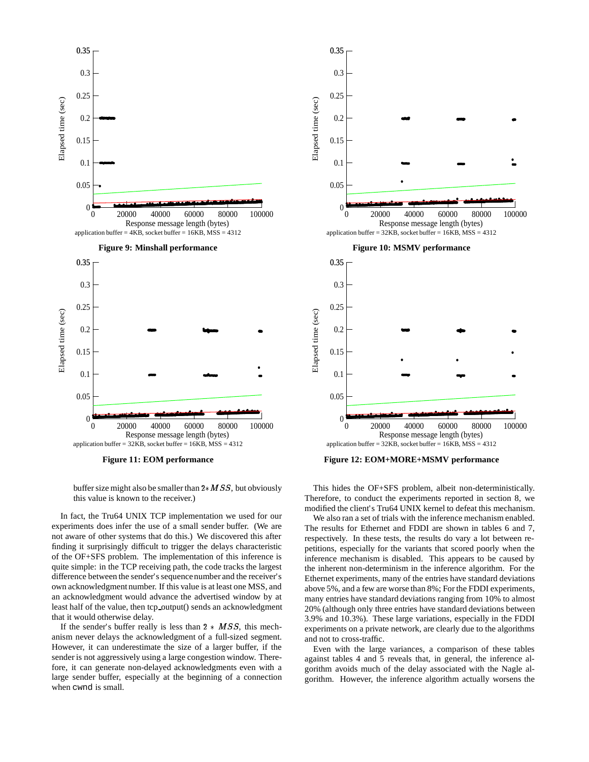application buffer = 4KB, socket buffer = 16KB, MSS = 4312

**Figure 9: Minshall performance**

application buffer = 32KB, socket buffer = 16KB, MSS = 4312

**Figure 10: MSMV performance**

application buffer = 32KB, socket buffer = 16KB, MSS = 4312

**Figure 11: EOM performance**

application buffer = 32KB, socket buffer = 16KB, MSS = 4312

**Figure 12: EOM+MORE+MSMV performance**

buffer size might also be smaller than $2 * MSS$, but obviously this value is known to the receiver.)

In fact, the Tru64 UNIX TCP implementation we used for our experiments does infer the use of a small sender buffer. (We are not aware of other systems that do this.) We discovered this after finding it surprisingly difficult to trigger the delays characteristic of the OF+SFS problem. The implementation of this inference is quite simple: in the TCP receiving path, the code tracks the largest difference between the sender's sequence number and the receiver's own acknowledgment number. If this value is at least one MSS, and an acknowledgment would advance the advertised window by at least half of the value, then tcp_output() sends an acknowledgment that it would otherwise delay.

If the sender's buffer really is less than $2 * MSS$, this mechanism never delays the acknowledgment of a full-sized segment. However, it can underestimate the size of a larger buffer, if the sender is not aggressively using a large congestion window. Therefore, it can generate non-delayed acknowledgments even with a large sender buffer, especially at the beginning of a connection when `cwnd` is small.

This hides the OF+SFS problem, albeit non-deterministically. Therefore, to conduct the experiments reported in section 8, we modified the client's Tru64 UNIX kernel to defeat this mechanism.

We also ran a set of trials with the inference mechanism enabled. The results for Ethernet and FDDI are shown in tables 6 and 7, respectively. In these tests, the results do vary a lot between repetitions, especially for the variants that scored poorly when the inference mechanism is disabled. This appears to be caused by the inherent non-determinism in the inference algorithm. For the Ethernet experiments, many of the entries have standard deviations above 5%, and a few are worse than 8%; For the FDDI experiments, many entries have standard deviations ranging from 10% to almost 20% (although only three entries have standard deviations between 3.9% and 10.3%). These large variations, especially in the FDDI experiments on a private network, are clearly due to the algorithms and not to cross-traffic.

Even with the large variances, a comparison of these tables against tables 4 and 5 reveals that, in general, the inference algorithm avoids much of the delay associated with the Nagle algorithm. However, the inference algorithm actually worsens the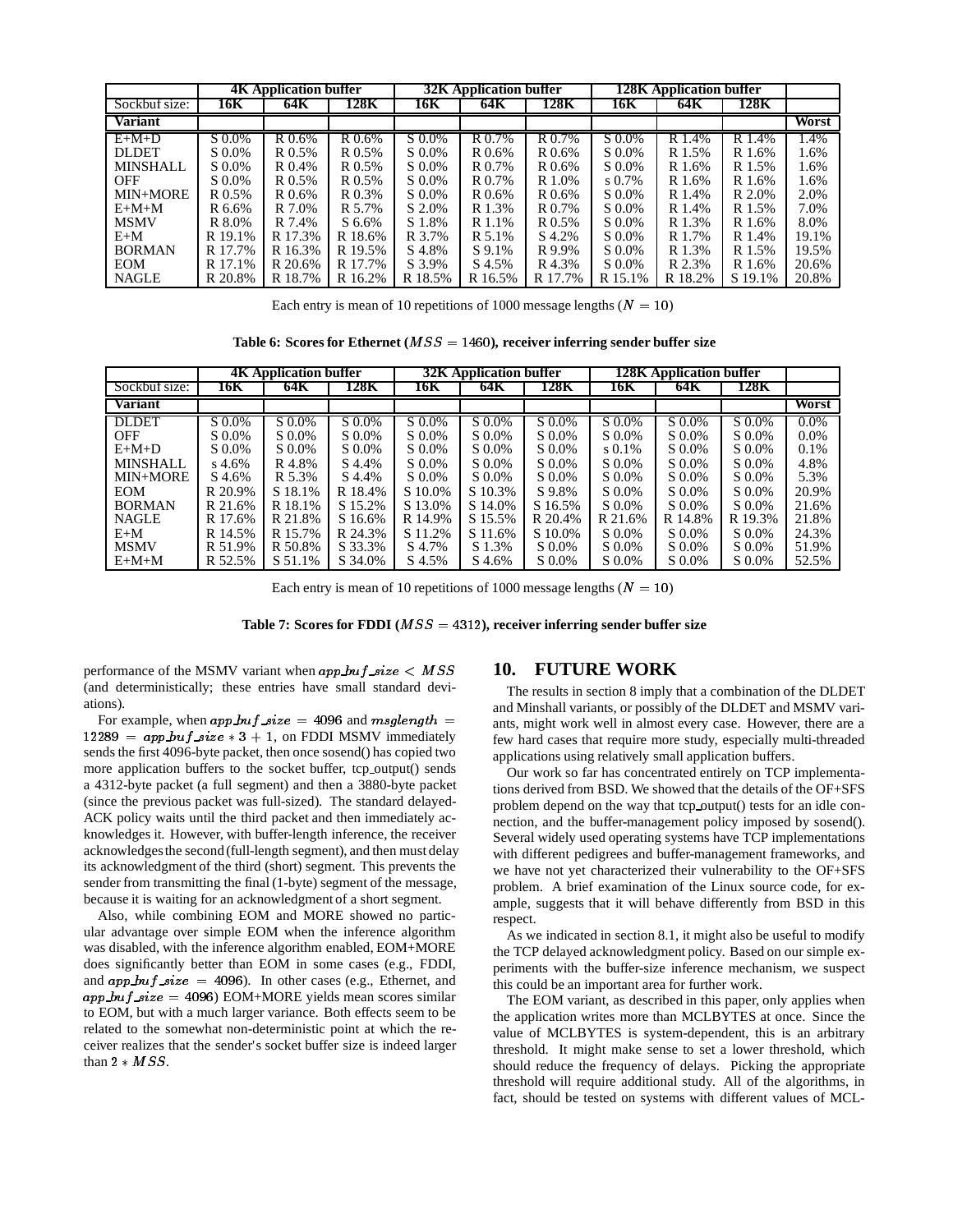| | 4K Application buffer | | | 32K Application buffer | | | 128K Application buffer | | | |
|---|---|---|---|---|---|---|---|---|---|---|
| Sockbuf size: | 16K | 64K | 128K | 16K | 64K | 128K | 16K | 64K | 128K | |
| **Variant** | | | | | | | | | | **Worst** |
| E+M+D | S 0.0% | R 0.6% | R 0.6% | S 0.0% | R 0.7% | R 0.7% | S 0.0% | R 1.4% | R 1.4% | 1.4% |
| DLDET | S 0.0% | R 0.5% | R 0.5% | S 0.0% | R 0.6% | R 0.6% | S 0.0% | R 1.5% | R 1.6% | 1.6% |
| MINSHALL | S 0.0% | R 0.4% | R 0.5% | S 0.0% | R 0.7% | R 0.6% | S 0.0% | R 1.6% | R 1.5% | 1.6% |
| OFF | S 0.0% | R 0.5% | R 0.5% | S 0.0% | R 0.7% | R 1.0% | s 0.7% | R 1.6% | R 1.6% | 1.6% |
| MIN+MORE | R 0.5% | R 0.6% | R 0.3% | S 0.0% | R 0.6% | R 0.6% | S 0.0% | R 1.4% | R 2.0% | 2.0% |
| E+M+M | R 6.6% | R 7.0% | R 5.7% | S 2.0% | R 1.3% | R 0.7% | S 0.0% | R 1.4% | R 1.5% | 7.0% |
| MSMV | R 8.0% | R 7.4% | S 6.6% | S 1.8% | R 1.1% | R 0.5% | S 0.0% | R 1.3% | R 1.6% | 8.0% |
| E+M | R 19.1% | R 17.3% | R 18.6% | R 3.7% | R 5.1% | S 4.2% | S 0.0% | R 1.7% | R 1.4% | 19.1% |
| BORMAN | R 17.7% | R 16.3% | R 19.5% | S 4.8% | S 9.1% | R 9.9% | S 0.0% | R 1.3% | R 1.5% | 19.5% |
| EOM | R 17.1% | R 20.6% | R 17.7% | S 3.9% | S 4.5% | R 4.3% | S 0.0% | R 2.3% | R 1.6% | 20.6% |
| NAGLE | R 20.8% | R 18.7% | R 16.2% | R 18.5% | R 16.5% | R 17.7% | R 15.1% | R 18.2% | S 19.1% | 20.8% |

Each entry is mean of 10 repetitions of 1000 message lengths ($N = 10$)

**Table 6: Scores for Ethernet ($MSS = 1460$), receiver inferring sender buffer size**

| | 4K Application buffer | | | 32K Application buffer | | | 128K Application buffer | | | |
|---|---|---|---|---|---|---|---|---|---|---|
| Sockbuf size: | 16K | 64K | 128K | 16K | 64K | 128K | 16K | 64K | 128K | |
| **Variant** | | | | | | | | | | **Worst** |
| DLDET | S 0.0% | S 0.0% | S 0.0% | S 0.0% | S 0.0% | S 0.0% | S 0.0% | S 0.0% | S 0.0% | 0.0% |
| OFF | S 0.0% | S 0.0% | S 0.0% | S 0.0% | S 0.0% | S 0.0% | S 0.0% | S 0.0% | S 0.0% | 0.0% |
| E+M+D | S 0.0% | S 0.0% | S 0.0% | S 0.0% | S 0.0% | S 0.0% | s 0.1% | S 0.0% | S 0.0% | 0.1% |
| MINSHALL | s 4.6% | R 4.8% | S 4.4% | S 0.0% | S 0.0% | S 0.0% | S 0.0% | S 0.0% | S 0.0% | 4.8% |
| MIN+MORE | S 4.6% | R 5.3% | S 4.4% | S 0.0% | S 0.0% | S 0.0% | S 0.0% | S 0.0% | S 0.0% | 5.3% |
| EOM | R 20.9% | S 18.1% | R 18.4% | S 10.0% | S 10.3% | S 9.8% | S 0.0% | S 0.0% | S 0.0% | 20.9% |
| BORMAN | R 21.6% | R 18.1% | S 15.2% | S 13.0% | S 14.0% | S 16.5% | S 0.0% | S 0.0% | S 0.0% | 21.6% |
| NAGLE | R 17.6% | R 21.8% | S 16.6% | R 14.9% | S 15.5% | R 20.4% | R 21.6% | R 14.8% | R 19.3% | 21.8% |
| E+M | R 14.5% | R 15.7% | R 24.3% | S 11.2% | S 11.6% | S 10.0% | S 0.0% | S 0.0% | S 0.0% | 24.3% |
| MSMV | R 51.9% | R 50.8% | S 33.3% | S 4.7% | S 1.3% | S 0.0% | S 0.0% | S 0.0% | S 0.0% | 51.9% |
| E+M+M | R 52.5% | S 51.1% | S 34.0% | S 4.5% | S 4.6% | S 0.0% | S 0.0% | S 0.0% | S 0.0% | 52.5% |

Each entry is mean of 10 repetitions of 1000 message lengths ($N = 10$)

**Table 7: Scores for FDDI ($MSS = 4312$), receiver inferring sender buffer size**

performance of the MSMV variant when $app\_buf\_size < MSS$ (and deterministically; these entries have small standard deviations).

For example, when $app\_buf\_size = 4096$ and $msglength = 12289 = app\_buf\_size * 3 + 1$, on FDDI MSMV immediately sends the first 4096-byte packet, then once sosend() has copied two more application buffers to the socket buffer, tcp_output() sends a 4312-byte packet (a full segment) and then a 3880-byte packet (since the previous packet was full-sized). The standard delayed-ACK policy waits until the third packet and then immediately acknowledges it. However, with buffer-length inference, the receiver acknowledges the second (full-length segment), and then must delay its acknowledgment of the third (short) segment. This prevents the sender from transmitting the final (1-byte) segment of the message, because it is waiting for an acknowledgment of a short segment.

Also, while combining EOM and MORE showed no particular advantage over simple EOM when the inference algorithm was disabled, with the inference algorithm enabled, EOM+MORE does significantly better than EOM in some cases (e.g., FDDI, and $app\_buf\_size = 4096$). In other cases (e.g., Ethernet, and $app\_buf\_size = 4096$) EOM+MORE yields mean scores similar to EOM, but with a much larger variance. Both effects seem to be related to the somewhat non-deterministic point at which the receiver realizes that the sender's socket buffer size is indeed larger than $2 * MSS$.

## 10. FUTURE WORK

The results in section 8 imply that a combination of the DLDET and Minshall variants, or possibly of the DLDET and MSMV variants, might work well in almost every case. However, there are a few hard cases that require more study, especially multi-threaded applications using relatively small application buffers.

Our work so far has concentrated entirely on TCP implementations derived from BSD. We showed that the details of the OF+SFS problem depend on the way that tcp_output() tests for an idle connection, and the buffer-management policy imposed by sosend(). Several widely used operating systems have TCP implementations with different pedigrees and buffer-management frameworks, and we have not yet characterized their vulnerability to the OF+SFS problem. A brief examination of the Linux source code, for example, suggests that it will behave differently from BSD in this respect.

As we indicated in section 8.1, it might also be useful to modify the TCP delayed acknowledgment policy. Based on our simple experiments with the buffer-size inference mechanism, we suspect this could be an important area for further work.

The EOM variant, as described in this paper, only applies when the application writes more than MCLBYTES at once. Since the value of MCLBYTES is system-dependent, this is an arbitrary threshold. It might make sense to set a lower threshold, which should reduce the frequency of delays. Picking the appropriate threshold will require additional study. All of the algorithms, in fact, should be tested on systems with different values of MCL-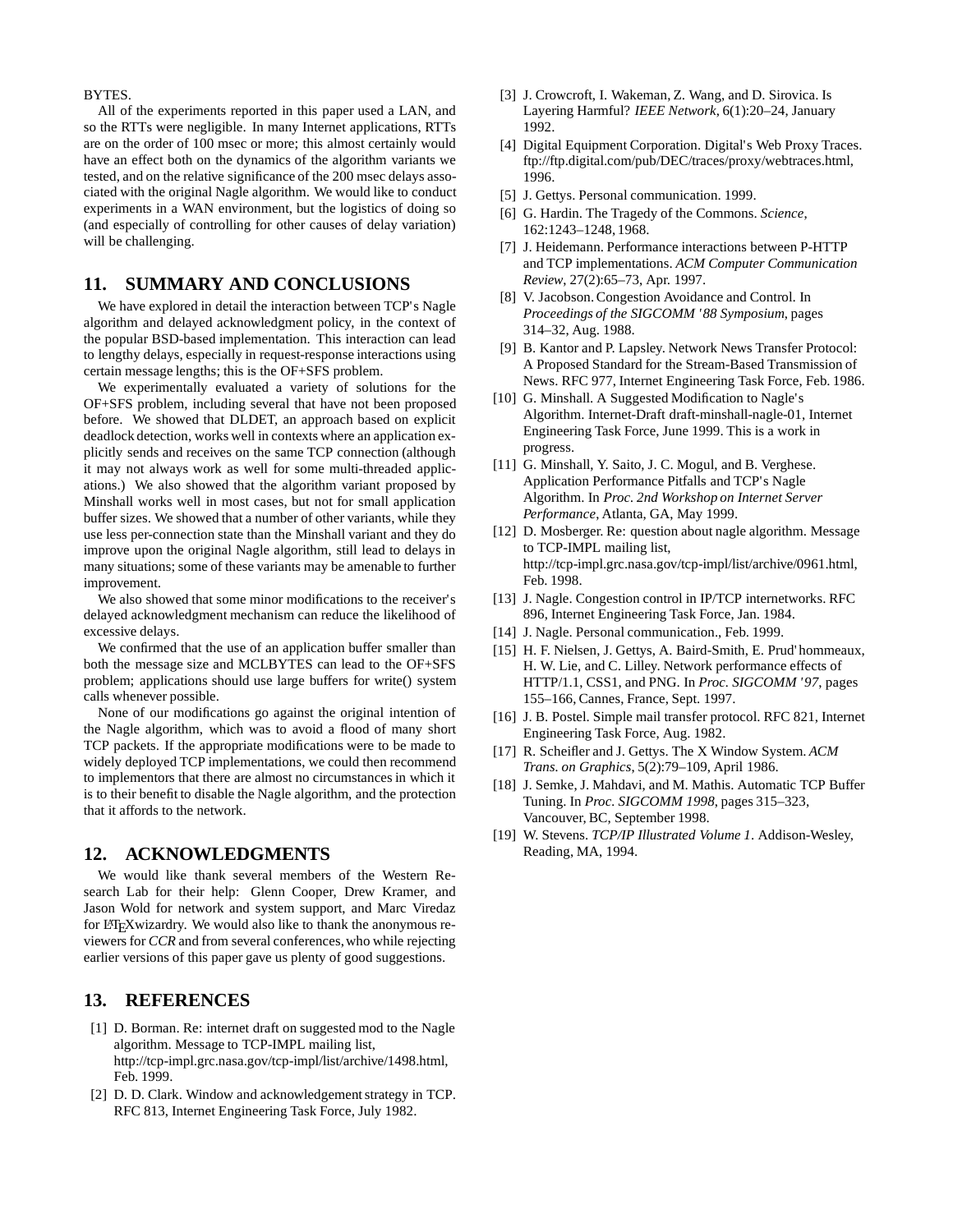BYTES.

All of the experiments reported in this paper used a LAN, and so the RTTs were negligible. In many Internet applications, RTTs are on the order of 100 msec or more; this almost certainly would have an effect both on the dynamics of the algorithm variants we tested, and on the relative significance of the 200 msec delays associated with the original Nagle algorithm. We would like to conduct experiments in a WAN environment, but the logistics of doing so (and especially of controlling for other causes of delay variation) will be challenging.

## 11. SUMMARY AND CONCLUSIONS

We have explored in detail the interaction between TCP's Nagle algorithm and delayed acknowledgment policy, in the context of the popular BSD-based implementation. This interaction can lead to lengthy delays, especially in request-response interactions using certain message lengths; this is the OF+SFS problem.

We experimentally evaluated a variety of solutions for the OF+SFS problem, including several that have not been proposed before. We showed that DLDET, an approach based on explicit deadlock detection, works well in contexts where an application explicitly sends and receives on the same TCP connection (although it may not always work as well for some multi-threaded applications.) We also showed that the algorithm variant proposed by Minshall works well in most cases, but not for small application buffer sizes. We showed that a number of other variants, while they use less per-connection state than the Minshall variant and they do improve upon the original Nagle algorithm, still lead to delays in many situations; some of these variants may be amenable to further improvement.

We also showed that some minor modifications to the receiver's delayed acknowledgment mechanism can reduce the likelihood of excessive delays.

We confirmed that the use of an application buffer smaller than both the message size and MCLBYTES can lead to the OF+SFS problem; applications should use large buffers for write() system calls whenever possible.

None of our modifications go against the original intention of the Nagle algorithm, which was to avoid a flood of many short TCP packets. If the appropriate modifications were to be made to widely deployed TCP implementations, we could then recommend to implementors that there are almost no circumstances in which it is to their benefit to disable the Nagle algorithm, and the protection that it affords to the network.

## 12. ACKNOWLEDGMENTS

We would like thank several members of the Western Research Lab for their help: Glenn Cooper, Drew Kramer, and Jason Wold for network and system support, and Marc Viredaz for LaTeXwizardry. We would also like to thank the anonymous reviewers for *CCR* and from several conferences, who while rejecting earlier versions of this paper gave us plenty of good suggestions.

## 13. REFERENCES

[1] D. Borman. Re: internet draft on suggested mod to the Nagle algorithm. Message to TCP-IMPL mailing list, http://tcp-impl.grc.nasa.gov/tcp-impl/list/archive/1498.html, Feb. 1999.

[2] D. D. Clark. Window and acknowledgement strategy in TCP. RFC 813, Internet Engineering Task Force, July 1982.

[3] J. Crowcroft, I. Wakeman, Z. Wang, and D. Sirovica. Is Layering Harmful? *IEEE Network*, 6(1):20–24, January 1992.

[4] Digital Equipment Corporation. Digital's Web Proxy Traces. ftp://ftp.digital.com/pub/DEC/traces/proxy/webtraces.html, 1996.

[5] J. Gettys. Personal communication. 1999.

[6] G. Hardin. The Tragedy of the Commons. *Science*, 162:1243–1248, 1968.

[7] J. Heidemann. Performance interactions between P-HTTP and TCP implementations. *ACM Computer Communication Review*, 27(2):65–73, Apr. 1997.

[8] V. Jacobson. Congestion Avoidance and Control. In *Proceedings of the SIGCOMM '88 Symposium*, pages 314–32, Aug. 1988.

[9] B. Kantor and P. Lapsley. Network News Transfer Protocol: A Proposed Standard for the Stream-Based Transmission of News. RFC 977, Internet Engineering Task Force, Feb. 1986.

[10] G. Minshall. A Suggested Modification to Nagle's Algorithm. Internet-Draft draft-minshall-nagle-01, Internet Engineering Task Force, June 1999. This is a work in progress.

[11] G. Minshall, Y. Saito, J. C. Mogul, and B. Verghese. Application Performance Pitfalls and TCP's Nagle Algorithm. In *Proc. 2nd Workshop on Internet Server Performance*, Atlanta, GA, May 1999.

[12] D. Mosberger. Re: question about nagle algorithm. Message to TCP-IMPL mailing list, http://tcp-impl.grc.nasa.gov/tcp-impl/list/archive/0961.html, Feb. 1998.

[13] J. Nagle. Congestion control in IP/TCP internetworks. RFC 896, Internet Engineering Task Force, Jan. 1984.

[14] J. Nagle. Personal communication., Feb. 1999.

[15] H. F. Nielsen, J. Gettys, A. Baird-Smith, E. Prud'hommeaux, H. W. Lie, and C. Lilley. Network performance effects of HTTP/1.1, CSS1, and PNG. In *Proc. SIGCOMM '97*, pages 155–166, Cannes, France, Sept. 1997.

[16] J. B. Postel. Simple mail transfer protocol. RFC 821, Internet Engineering Task Force, Aug. 1982.

[17] R. Scheifler and J. Gettys. The X Window System. *ACM Trans. on Graphics*, 5(2):79–109, April 1986.

[18] J. Semke, J. Mahdavi, and M. Mathis. Automatic TCP Buffer Tuning. In *Proc. SIGCOMM 1998*, pages 315–323, Vancouver, BC, September 1998.

[19] W. Stevens. *TCP/IP Illustrated Volume 1*. Addison-Wesley, Reading, MA, 1994.